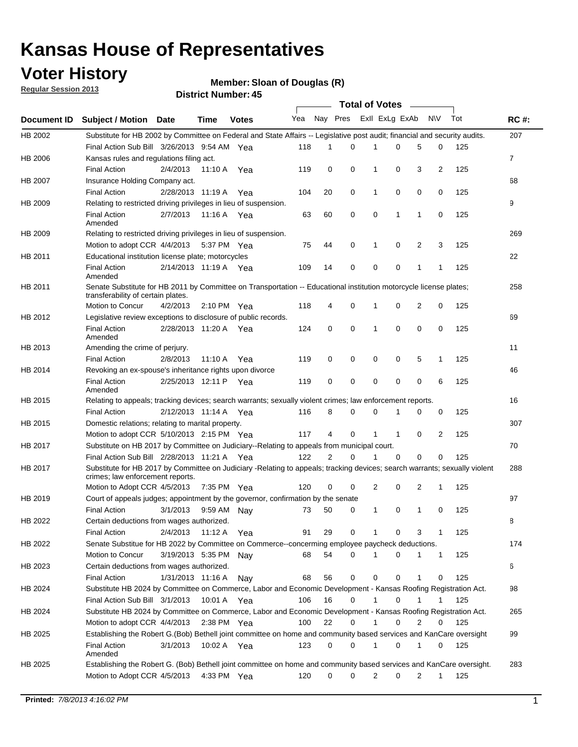# Kansas House of Representatives

## Voter History

**Regular Session 2013**

**Member: Sloan of Douglas (R)**

**District Number: 45**

| Document ID | Subject / Motion | Date | Time | Votes | Yea | Nay | Pres | ExII | ExLg | ExAb | N\V | Tot | RC #: |
|---|---|---|---|---|---|---|---|---|---|---|---|---|---|
| HB 2002 | Substitute for HB 2002 by Committee on Federal and State Affairs -- Legislative post audit; financial and security audits. | | | | | | | | | | | | 207 |
| | Final Action Sub Bill | 3/26/2013 | 9:54 AM | Yea | 118 | 1 | 0 | 1 | 0 | 5 | 0 | 125 | |
| HB 2006 | Kansas rules and regulations filing act. | | | | | | | | | | | | 7 |
| | Final Action | 2/4/2013 | 11:10 A | Yea | 119 | 0 | 0 | 1 | 0 | 3 | 2 | 125 | |
| HB 2007 | Insurance Holding Company act. | | | | | | | | | | | | 68 |
| | Final Action | 2/28/2013 | 11:19 A | Yea | 104 | 20 | 0 | 1 | 0 | 0 | 0 | 125 | |
| HB 2009 | Relating to restricted driving privileges in lieu of suspension. | | | | | | | | | | | | 9 |
| | Final Action Amended | 2/7/2013 | 11:16 A | Yea | 63 | 60 | 0 | 0 | 1 | 1 | 0 | 125 | |
| HB 2009 | Relating to restricted driving privileges in lieu of suspension. | | | | | | | | | | | | 269 |
| | Motion to adopt CCR | 4/4/2013 | 5:37 PM | Yea | 75 | 44 | 0 | 1 | 0 | 2 | 3 | 125 | |
| HB 2011 | Educational institution license plate; motorcycles | | | | | | | | | | | | 22 |
| | Final Action Amended | 2/14/2013 | 11:19 A | Yea | 109 | 14 | 0 | 0 | 0 | 1 | 1 | 125 | |
| HB 2011 | Senate Substitute for HB 2011 by Committee on Transportation -- Educational institution motorcycle license plates; transferability of certain plates. | | | | | | | | | | | | 258 |
| | Motion to Concur | 4/2/2013 | 2:10 PM | Yea | 118 | 4 | 0 | 1 | 0 | 2 | 0 | 125 | |
| HB 2012 | Legislative review exceptions to disclosure of public records. | | | | | | | | | | | | 69 |
| | Final Action Amended | 2/28/2013 | 11:20 A | Yea | 124 | 0 | 0 | 1 | 0 | 0 | 0 | 125 | |
| HB 2013 | Amending the crime of perjury. | | | | | | | | | | | | 11 |
| | Final Action | 2/8/2013 | 11:10 A | Yea | 119 | 0 | 0 | 0 | 0 | 5 | 1 | 125 | |
| HB 2014 | Revoking an ex-spouse's inheritance rights upon divorce | | | | | | | | | | | | 46 |
| | Final Action Amended | 2/25/2013 | 12:11 P | Yea | 119 | 0 | 0 | 0 | 0 | 0 | 6 | 125 | |
| HB 2015 | Relating to appeals; tracking devices; search warrants; sexually violent crimes; law enforcement reports. | | | | | | | | | | | | 16 |
| | Final Action | 2/12/2013 | 11:14 A | Yea | 116 | 8 | 0 | 0 | 1 | 0 | 0 | 125 | |
| HB 2015 | Domestic relations; relating to marital property. | | | | | | | | | | | | 307 |
| | Motion to adopt CCR | 5/10/2013 | 2:15 PM | Yea | 117 | 4 | 0 | 1 | 1 | 0 | 2 | 125 | |
| HB 2017 | Substitute on HB 2017 by Committee on Judiciary--Relating to appeals from municipal court. | | | | | | | | | | | | 70 |
| | Final Action Sub Bill | 2/28/2013 | 11:21 A | Yea | 122 | 2 | 0 | 1 | 0 | 0 | 0 | 125 | |
| HB 2017 | Substitute for HB 2017 by Committee on Judiciary -Relating to appeals; tracking devices; search warrants; sexually violent crimes; law enforcement reports. | | | | | | | | | | | | 288 |
| | Motion to Adopt CCR | 4/5/2013 | 7:35 PM | Yea | 120 | 0 | 0 | 2 | 0 | 2 | 1 | 125 | |
| HB 2019 | Court of appeals judges; appointment by the governor, confirmation by the senate | | | | | | | | | | | | 97 |
| | Final Action | 3/1/2013 | 9:59 AM | Nay | 73 | 50 | 0 | 1 | 0 | 1 | 0 | 125 | |
| HB 2022 | Certain deductions from wages authorized. | | | | | | | | | | | | 8 |
| | Final Action | 2/4/2013 | 11:12 A | Yea | 91 | 29 | 0 | 1 | 0 | 3 | 1 | 125 | |
| HB 2022 | Senate Substitue for HB 2022 by Committee on Commerce--concerning employee paycheck deductions. | | | | | | | | | | | | 174 |
| | Motion to Concur | 3/19/2013 | 5:35 PM | Nay | 68 | 54 | 0 | 1 | 0 | 1 | 1 | 125 | |
| HB 2023 | Certain deductions from wages authorized. | | | | | | | | | | | | 6 |
| | Final Action | 1/31/2013 | 11:16 A | Nay | 68 | 56 | 0 | 0 | 0 | 1 | 0 | 125 | |
| HB 2024 | Substitute HB 2024 by Committee on Commerce, Labor and Economic Development - Kansas Roofing Registration Act. | | | | | | | | | | | | 98 |
| | Final Action Sub Bill | 3/1/2013 | 10:01 A | Yea | 106 | 16 | 0 | 1 | 0 | 1 | 1 | 125 | |
| HB 2024 | Substitute HB 2024 by Committee on Commerce, Labor and Economic Development - Kansas Roofing Registration Act. | | | | | | | | | | | | 265 |
| | Motion to adopt CCR | 4/4/2013 | 2:38 PM | Yea | 100 | 22 | 0 | 1 | 0 | 2 | 0 | 125 | |
| HB 2025 | Establishing the Robert G.(Bob) Bethell joint committee on home and community based services and KanCare oversight | | | | | | | | | | | | 99 |
| | Final Action Amended | 3/1/2013 | 10:02 A | Yea | 123 | 0 | 0 | 1 | 0 | 1 | 0 | 125 | |
| HB 2025 | Establishing the Robert G. (Bob) Bethell joint committee on home and community based services and KanCare oversight. | | | | | | | | | | | | 283 |
| | Motion to Adopt CCR | 4/5/2013 | 4:33 PM | Yea | 120 | 0 | 0 | 2 | 0 | 2 | 1 | 125 | |

**Printed:** *7/8/2013 4:16:02 PM*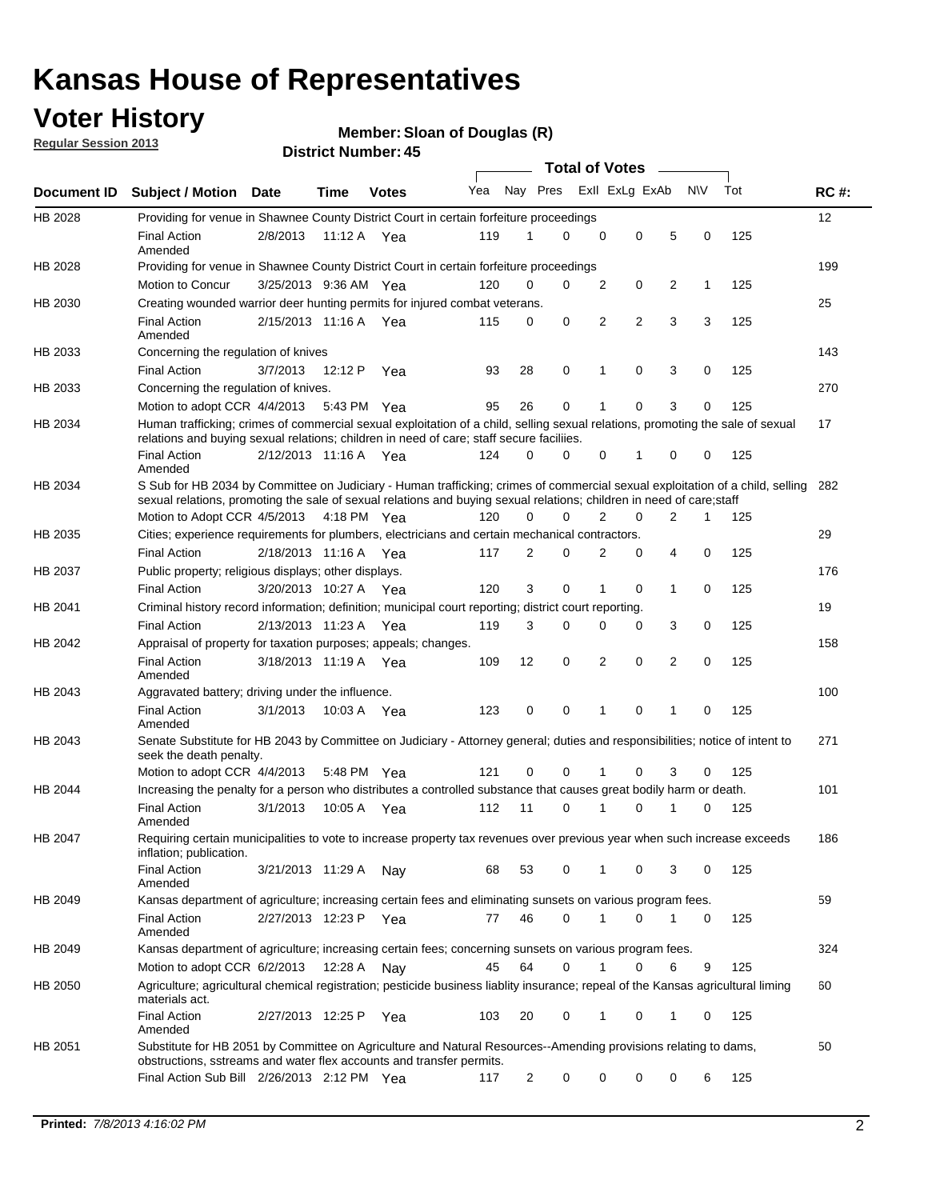# Kansas House of Representatives

## Voter History

**Regular Session 2013**

**Member: Sloan of Douglas (R)**

**District Number: 45**

| Document ID | Subject / Motion | Date | Time | Votes | Yea | Nay | Pres | ExII | ExLg | ExAb | N\V | Tot | RC #: |
|---|---|---|---|---|---|---|---|---|---|---|---|---|---|
| HB 2028 | Providing for venue in Shawnee County District Court in certain forfeiture proceedings | | | | | | | | | | | | 12 |
| | Final Action Amended | 2/8/2013 | 11:12 A | Yea | 119 | 1 | 0 | 0 | 0 | 5 | 0 | 125 | |
| HB 2028 | Providing for venue in Shawnee County District Court in certain forfeiture proceedings | | | | | | | | | | | | 199 |
| | Motion to Concur | 3/25/2013 | 9:36 AM | Yea | 120 | 0 | 0 | 2 | 0 | 2 | 1 | 125 | |
| HB 2030 | Creating wounded warrior deer hunting permits for injured combat veterans. | | | | | | | | | | | | 25 |
| | Final Action Amended | 2/15/2013 | 11:16 A | Yea | 115 | 0 | 0 | 2 | 2 | 3 | 3 | 125 | |
| HB 2033 | Concerning the regulation of knives | | | | | | | | | | | | 143 |
| | Final Action | 3/7/2013 | 12:12 P | Yea | 93 | 28 | 0 | 1 | 0 | 3 | 0 | 125 | |
| HB 2033 | Concerning the regulation of knives. | | | | | | | | | | | | 270 |
| | Motion to adopt CCR | 4/4/2013 | 5:43 PM | Yea | 95 | 26 | 0 | 1 | 0 | 3 | 0 | 125 | |
| HB 2034 | Human trafficking; crimes of commercial sexual exploitation of a child, selling sexual relations, promoting the sale of sexual relations and buying sexual relations; children in need of care; staff secure faciliies. | | | | | | | | | | | | 17 |
| | Final Action Amended | 2/12/2013 | 11:16 A | Yea | 124 | 0 | 0 | 0 | 1 | 0 | 0 | 125 | |
| HB 2034 | S Sub for HB 2034 by Committee on Judiciary - Human trafficking; crimes of commercial sexual exploitation of a child, selling sexual relations, promoting the sale of sexual relations and buying sexual relations; children in need of care;staff | | | | | | | | | | | | 282 |
| | Motion to Adopt CCR | 4/5/2013 | 4:18 PM | Yea | 120 | 0 | 0 | 2 | 0 | 2 | 1 | 125 | |
| HB 2035 | Cities; experience requirements for plumbers, electricians and certain mechanical contractors. | | | | | | | | | | | | 29 |
| | Final Action | 2/18/2013 | 11:16 A | Yea | 117 | 2 | 0 | 2 | 0 | 4 | 0 | 125 | |
| HB 2037 | Public property; religious displays; other displays. | | | | | | | | | | | | 176 |
| | Final Action | 3/20/2013 | 10:27 A | Yea | 120 | 3 | 0 | 1 | 0 | 1 | 0 | 125 | |
| HB 2041 | Criminal history record information; definition; municipal court reporting; district court reporting. | | | | | | | | | | | | 19 |
| | Final Action | 2/13/2013 | 11:23 A | Yea | 119 | 3 | 0 | 0 | 0 | 3 | 0 | 125 | |
| HB 2042 | Appraisal of property for taxation purposes; appeals; changes. | | | | | | | | | | | | 158 |
| | Final Action Amended | 3/18/2013 | 11:19 A | Yea | 109 | 12 | 0 | 2 | 0 | 2 | 0 | 125 | |
| HB 2043 | Aggravated battery; driving under the influence. | | | | | | | | | | | | 100 |
| | Final Action Amended | 3/1/2013 | 10:03 A | Yea | 123 | 0 | 0 | 1 | 0 | 1 | 0 | 125 | |
| HB 2043 | Senate Substitute for HB 2043 by Committee on Judiciary - Attorney general; duties and responsibilities; notice of intent to seek the death penalty. | | | | | | | | | | | | 271 |
| | Motion to adopt CCR | 4/4/2013 | 5:48 PM | Yea | 121 | 0 | 0 | 1 | 0 | 3 | 0 | 125 | |
| HB 2044 | Increasing the penalty for a person who distributes a controlled substance that causes great bodily harm or death. | | | | | | | | | | | | 101 |
| | Final Action Amended | 3/1/2013 | 10:05 A | Yea | 112 | 11 | 0 | 1 | 0 | 1 | 0 | 125 | |
| HB 2047 | Requiring certain municipalities to vote to increase property tax revenues over previous year when such increase exceeds inflation; publication. | | | | | | | | | | | | 186 |
| | Final Action Amended | 3/21/2013 | 11:29 A | Nay | 68 | 53 | 0 | 1 | 0 | 3 | 0 | 125 | |
| HB 2049 | Kansas department of agriculture; increasing certain fees and eliminating sunsets on various program fees. | | | | | | | | | | | | 59 |
| | Final Action Amended | 2/27/2013 | 12:23 P | Yea | 77 | 46 | 0 | 1 | 0 | 1 | 0 | 125 | |
| HB 2049 | Kansas department of agriculture; increasing certain fees; concerning sunsets on various program fees. | | | | | | | | | | | | 324 |
| | Motion to adopt CCR | 6/2/2013 | 12:28 A | Nay | 45 | 64 | 0 | 1 | 0 | 6 | 9 | 125 | |
| HB 2050 | Agriculture; agricultural chemical registration; pesticide business liablity insurance; repeal of the Kansas agricultural liming materials act. | | | | | | | | | | | | 60 |
| | Final Action Amended | 2/27/2013 | 12:25 P | Yea | 103 | 20 | 0 | 1 | 0 | 1 | 0 | 125 | |
| HB 2051 | Substitute for HB 2051 by Committee on Agriculture and Natural Resources--Amending provisions relating to dams, obstructions, sstreams and water flex accounts and transfer permits. | | | | | | | | | | | | 50 |
| | Final Action Sub Bill | 2/26/2013 | 2:12 PM | Yea | 117 | 2 | 0 | 0 | 0 | 0 | 6 | 125 | |

**Printed:** *7/8/2013 4:16:02 PM*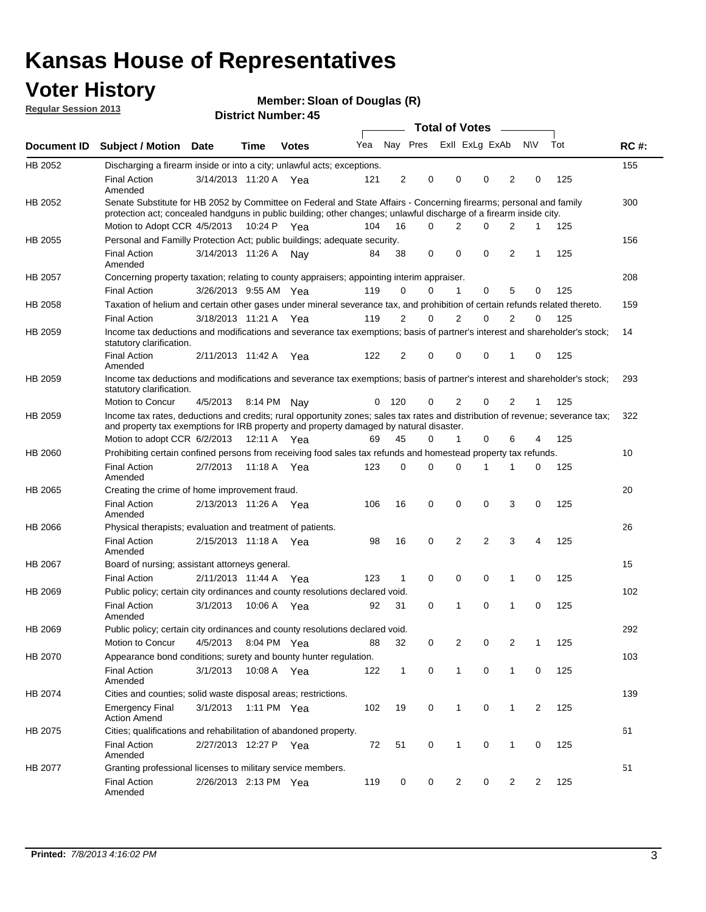# Kansas House of Representatives

## Voter History

**Regular Session 2013**

**Member: Sloan of Douglas (R)**

**District Number: 45**

| Document ID | Subject / Motion | Date | Time | Votes | Yea | Nay | Pres | ExII | ExLg | ExAb | N\V | Tot | RC #: |
|---|---|---|---|---|---|---|---|---|---|---|---|---|---|
| HB 2052 | Discharging a firearm inside or into a city; unlawful acts; exceptions. | | | | | | | | | | | | 155 |
| | Final Action Amended | 3/14/2013 | 11:20 A | Yea | 121 | 2 | 0 | 0 | 0 | 2 | 0 | 125 | |
| HB 2052 | Senate Substitute for HB 2052 by Committee on Federal and State Affairs - Concerning firearms; personal and family protection act; concealed handguns in public building; other changes; unlawful discharge of a firearm inside city. | | | | | | | | | | | | 300 |
| | Motion to Adopt CCR | 4/5/2013 | 10:24 P | Yea | 104 | 16 | 0 | 2 | 0 | 2 | 1 | 125 | |
| HB 2055 | Personal and Familly Protection Act; public buildings; adequate security. | | | | | | | | | | | | 156 |
| | Final Action Amended | 3/14/2013 | 11:26 A | Nay | 84 | 38 | 0 | 0 | 0 | 2 | 1 | 125 | |
| HB 2057 | Concerning property taxation; relating to county appraisers; appointing interim appraiser. | | | | | | | | | | | | 208 |
| | Final Action | 3/26/2013 | 9:55 AM | Yea | 119 | 0 | 0 | 1 | 0 | 5 | 0 | 125 | |
| HB 2058 | Taxation of helium and certain other gases under mineral severance tax, and prohibition of certain refunds related thereto. | | | | | | | | | | | | 159 |
| | Final Action | 3/18/2013 | 11:21 A | Yea | 119 | 2 | 0 | 2 | 0 | 2 | 0 | 125 | |
| HB 2059 | Income tax deductions and modifications and severance tax exemptions; basis of partner's interest and shareholder's stock; statutory clarification. | | | | | | | | | | | | 14 |
| | Final Action Amended | 2/11/2013 | 11:42 A | Yea | 122 | 2 | 0 | 0 | 0 | 1 | 0 | 125 | |
| HB 2059 | Income tax deductions and modifications and severance tax exemptions; basis of partner's interest and shareholder's stock; statutory clarification. | | | | | | | | | | | | 293 |
| | Motion to Concur | 4/5/2013 | 8:14 PM | Nay | 0 | 120 | 0 | 2 | 0 | 2 | 1 | 125 | |
| HB 2059 | Income tax rates, deductions and credits; rural opportunity zones; sales tax rates and distribution of revenue; severance tax; and property tax exemptions for IRB property and property damaged by natural disaster. | | | | | | | | | | | | 322 |
| | Motion to adopt CCR | 6/2/2013 | 12:11 A | Yea | 69 | 45 | 0 | 1 | 0 | 6 | 4 | 125 | |
| HB 2060 | Prohibiting certain confined persons from receiving food sales tax refunds and homestead property tax refunds. | | | | | | | | | | | | 10 |
| | Final Action Amended | 2/7/2013 | 11:18 A | Yea | 123 | 0 | 0 | 0 | 1 | 1 | 0 | 125 | |
| HB 2065 | Creating the crime of home improvement fraud. | | | | | | | | | | | | 20 |
| | Final Action Amended | 2/13/2013 | 11:26 A | Yea | 106 | 16 | 0 | 0 | 0 | 3 | 0 | 125 | |
| HB 2066 | Physical therapists; evaluation and treatment of patients. | | | | | | | | | | | | 26 |
| | Final Action Amended | 2/15/2013 | 11:18 A | Yea | 98 | 16 | 0 | 2 | 2 | 3 | 4 | 125 | |
| HB 2067 | Board of nursing; assistant attorneys general. | | | | | | | | | | | | 15 |
| | Final Action | 2/11/2013 | 11:44 A | Yea | 123 | 1 | 0 | 0 | 0 | 1 | 0 | 125 | |
| HB 2069 | Public policy; certain city ordinances and county resolutions declared void. | | | | | | | | | | | | 102 |
| | Final Action Amended | 3/1/2013 | 10:06 A | Yea | 92 | 31 | 0 | 1 | 0 | 1 | 0 | 125 | |
| HB 2069 | Public policy; certain city ordinances and county resolutions declared void. | | | | | | | | | | | | 292 |
| | Motion to Concur | 4/5/2013 | 8:04 PM | Yea | 88 | 32 | 0 | 2 | 0 | 2 | 1 | 125 | |
| HB 2070 | Appearance bond conditions; surety and bounty hunter regulation. | | | | | | | | | | | | 103 |
| | Final Action Amended | 3/1/2013 | 10:08 A | Yea | 122 | 1 | 0 | 1 | 0 | 1 | 0 | 125 | |
| HB 2074 | Cities and counties; solid waste disposal areas; restrictions. | | | | | | | | | | | | 139 |
| | Emergency Final Action Amend | 3/1/2013 | 1:11 PM | Yea | 102 | 19 | 0 | 1 | 0 | 1 | 2 | 125 | |
| HB 2075 | Cities; qualifications and rehabilitation of abandoned property. | | | | | | | | | | | | 61 |
| | Final Action Amended | 2/27/2013 | 12:27 P | Yea | 72 | 51 | 0 | 1 | 0 | 1 | 0 | 125 | |
| HB 2077 | Granting professional licenses to military service members. | | | | | | | | | | | | 51 |
| | Final Action Amended | 2/26/2013 | 2:13 PM | Yea | 119 | 0 | 0 | 2 | 0 | 2 | 2 | 125 | |

**Printed:** *7/8/2013 4:16:02 PM*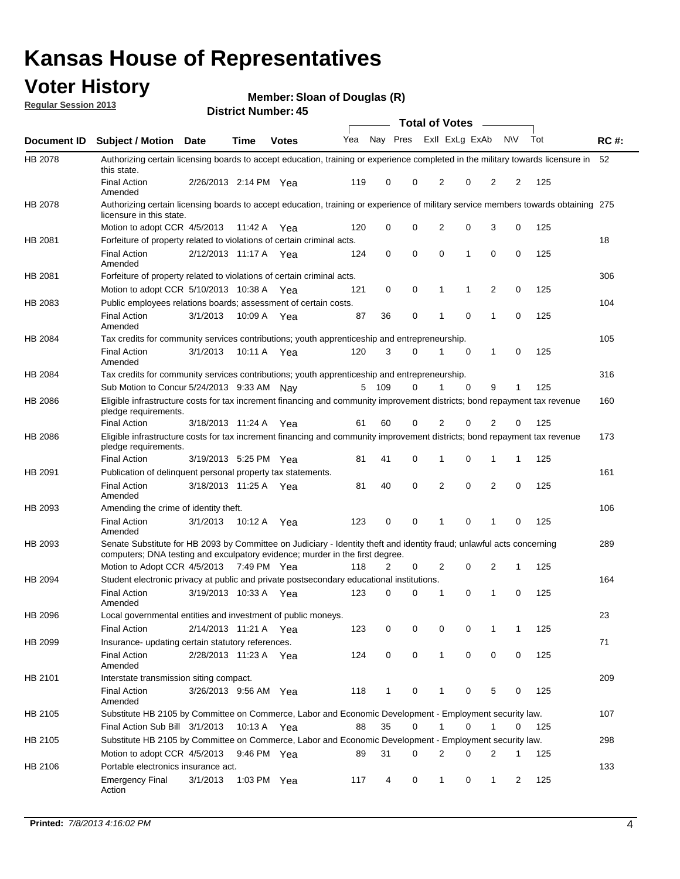# Kansas House of Representatives

## Voter History

**Regular Session 2013**

**Member: Sloan of Douglas (R)**

**District Number: 45**

| Document ID | Subject / Motion | Date | Time | Votes | Yea | Nay | Pres | ExII | ExLg | ExAb | N\V | Tot | RC #: |
|---|---|---|---|---|---|---|---|---|---|---|---|---|---|
| HB 2078 | Authorizing certain licensing boards to accept education, training or experience completed in the military towards licensure in this state. | | | | | | | | | | | | 52 |
| | Final Action Amended | 2/26/2013 | 2:14 PM | Yea | 119 | 0 | 0 | 2 | 0 | 2 | 2 | 125 | |
| HB 2078 | Authorizing certain licensing boards to accept education, training or experience of military service members towards obtaining licensure in this state. | | | | | | | | | | | | 275 |
| | Motion to adopt CCR | 4/5/2013 | 11:42 A | Yea | 120 | 0 | 0 | 2 | 0 | 3 | 0 | 125 | |
| HB 2081 | Forfeiture of property related to violations of certain criminal acts. | | | | | | | | | | | | 18 |
| | Final Action Amended | 2/12/2013 | 11:17 A | Yea | 124 | 0 | 0 | 0 | 1 | 0 | 0 | 125 | |
| HB 2081 | Forfeiture of property related to violations of certain criminal acts. | | | | | | | | | | | | 306 |
| | Motion to adopt CCR | 5/10/2013 | 10:38 A | Yea | 121 | 0 | 0 | 1 | 1 | 2 | 0 | 125 | |
| HB 2083 | Public employees relations boards; assessment of certain costs. | | | | | | | | | | | | 104 |
| | Final Action Amended | 3/1/2013 | 10:09 A | Yea | 87 | 36 | 0 | 1 | 0 | 1 | 0 | 125 | |
| HB 2084 | Tax credits for community services contributions; youth apprenticeship and entrepreneurship. | | | | | | | | | | | | 105 |
| | Final Action Amended | 3/1/2013 | 10:11 A | Yea | 120 | 3 | 0 | 1 | 0 | 1 | 0 | 125 | |
| HB 2084 | Tax credits for community services contributions; youth apprenticeship and entrepreneurship. | | | | | | | | | | | | 316 |
| | Sub Motion to Concur | 5/24/2013 | 9:33 AM | Nay | 5 | 109 | 0 | 1 | 0 | 9 | 1 | 125 | |
| HB 2086 | Eligible infrastructure costs for tax increment financing and community improvement districts; bond repayment tax revenue pledge requirements. | | | | | | | | | | | | 160 |
| | Final Action | 3/18/2013 | 11:24 A | Yea | 61 | 60 | 0 | 2 | 0 | 2 | 0 | 125 | |
| HB 2086 | Eligible infrastructure costs for tax increment financing and community improvement districts; bond repayment tax revenue pledge requirements. | | | | | | | | | | | | 173 |
| | Final Action | 3/19/2013 | 5:25 PM | Yea | 81 | 41 | 0 | 1 | 0 | 1 | 1 | 125 | |
| HB 2091 | Publication of delinquent personal property tax statements. | | | | | | | | | | | | 161 |
| | Final Action Amended | 3/18/2013 | 11:25 A | Yea | 81 | 40 | 0 | 2 | 0 | 2 | 0 | 125 | |
| HB 2093 | Amending the crime of identity theft. | | | | | | | | | | | | 106 |
| | Final Action Amended | 3/1/2013 | 10:12 A | Yea | 123 | 0 | 0 | 1 | 0 | 1 | 0 | 125 | |
| HB 2093 | Senate Substitute for HB 2093 by Committee on Judiciary - Identity theft and identity fraud; unlawful acts concerning computers; DNA testing and exculpatory evidence; murder in the first degree. | | | | | | | | | | | | 289 |
| | Motion to Adopt CCR | 4/5/2013 | 7:49 PM | Yea | 118 | 2 | 0 | 2 | 0 | 2 | 1 | 125 | |
| HB 2094 | Student electronic privacy at public and private postsecondary educational institutions. | | | | | | | | | | | | 164 |
| | Final Action Amended | 3/19/2013 | 10:33 A | Yea | 123 | 0 | 0 | 1 | 0 | 1 | 0 | 125 | |
| HB 2096 | Local governmental entities and investment of public moneys. | | | | | | | | | | | | 23 |
| | Final Action | 2/14/2013 | 11:21 A | Yea | 123 | 0 | 0 | 0 | 0 | 1 | 1 | 125 | |
| HB 2099 | Insurance- updating certain statutory references. | | | | | | | | | | | | 71 |
| | Final Action Amended | 2/28/2013 | 11:23 A | Yea | 124 | 0 | 0 | 1 | 0 | 0 | 0 | 125 | |
| HB 2101 | Interstate transmission siting compact. | | | | | | | | | | | | 209 |
| | Final Action Amended | 3/26/2013 | 9:56 AM | Yea | 118 | 1 | 0 | 1 | 0 | 5 | 0 | 125 | |
| HB 2105 | Substitute HB 2105 by Committee on Commerce, Labor and Economic Development - Employment security law. | | | | | | | | | | | | 107 |
| | Final Action Sub Bill | 3/1/2013 | 10:13 A | Yea | 88 | 35 | 0 | 1 | 0 | 1 | 0 | 125 | |
| HB 2105 | Substitute HB 2105 by Committee on Commerce, Labor and Economic Development - Employment security law. | | | | | | | | | | | | 298 |
| | Motion to adopt CCR | 4/5/2013 | 9:46 PM | Yea | 89 | 31 | 0 | 2 | 0 | 2 | 1 | 125 | |
| HB 2106 | Portable electronics insurance act. | | | | | | | | | | | | 133 |
| | Emergency Final Action | 3/1/2013 | 1:03 PM | Yea | 117 | 4 | 0 | 1 | 0 | 1 | 2 | 125 | |

**Printed:** *7/8/2013 4:16:02 PM*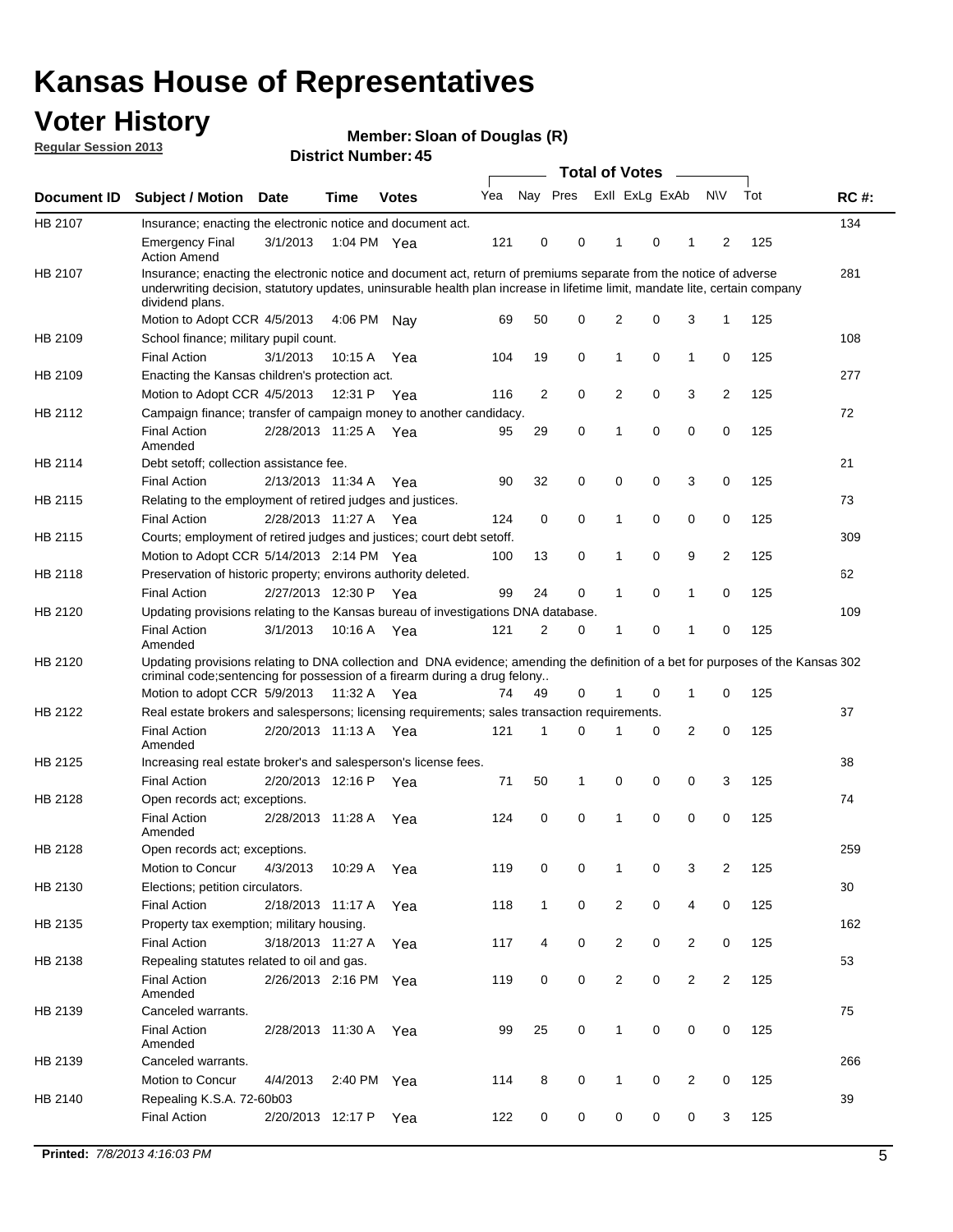# Kansas House of Representatives

## Voter History

**Regular Session 2013**

**Member: Sloan of Douglas (R)**

**District Number: 45**

| Document ID | Subject / Motion | Date | Time | Votes | Yea | Nay | Pres | ExII | ExLg | ExAb | N\V | Tot | RC #: |
|---|---|---|---|---|---|---|---|---|---|---|---|---|---|
| HB 2107 | Insurance; enacting the electronic notice and document act. | | | | | | | | | | | | 134 |
| | Emergency Final Action Amend | 3/1/2013 | 1:04 PM | Yea | 121 | 0 | 0 | 1 | 0 | 1 | 2 | 125 | |
| HB 2107 | Insurance; enacting the electronic notice and document act, return of premiums separate from the notice of adverse underwriting decision, statutory updates, uninsurable health plan increase in lifetime limit, mandate lite, certain company dividend plans. | | | | | | | | | | | | 281 |
| | Motion to Adopt CCR | 4/5/2013 | 4:06 PM | Nay | 69 | 50 | 0 | 2 | 0 | 3 | 1 | 125 | |
| HB 2109 | School finance; military pupil count. | | | | | | | | | | | | 108 |
| | Final Action | 3/1/2013 | 10:15 A | Yea | 104 | 19 | 0 | 1 | 0 | 1 | 0 | 125 | |
| HB 2109 | Enacting the Kansas children's protection act. | | | | | | | | | | | | 277 |
| | Motion to Adopt CCR | 4/5/2013 | 12:31 P | Yea | 116 | 2 | 0 | 2 | 0 | 3 | 2 | 125 | |
| HB 2112 | Campaign finance; transfer of campaign money to another candidacy. | | | | | | | | | | | | 72 |
| | Final Action Amended | 2/28/2013 | 11:25 A | Yea | 95 | 29 | 0 | 1 | 0 | 0 | 0 | 125 | |
| HB 2114 | Debt setoff; collection assistance fee. | | | | | | | | | | | | 21 |
| | Final Action | 2/13/2013 | 11:34 A | Yea | 90 | 32 | 0 | 0 | 0 | 3 | 0 | 125 | |
| HB 2115 | Relating to the employment of retired judges and justices. | | | | | | | | | | | | 73 |
| | Final Action | 2/28/2013 | 11:27 A | Yea | 124 | 0 | 0 | 1 | 0 | 0 | 0 | 125 | |
| HB 2115 | Courts; employment of retired judges and justices; court debt setoff. | | | | | | | | | | | | 309 |
| | Motion to Adopt CCR | 5/14/2013 | 2:14 PM | Yea | 100 | 13 | 0 | 1 | 0 | 9 | 2 | 125 | |
| HB 2118 | Preservation of historic property; environs authority deleted. | | | | | | | | | | | | 62 |
| | Final Action | 2/27/2013 | 12:30 P | Yea | 99 | 24 | 0 | 1 | 0 | 1 | 0 | 125 | |
| HB 2120 | Updating provisions relating to the Kansas bureau of investigations DNA database. | | | | | | | | | | | | 109 |
| | Final Action Amended | 3/1/2013 | 10:16 A | Yea | 121 | 2 | 0 | 1 | 0 | 1 | 0 | 125 | |
| HB 2120 | Updating provisions relating to DNA collection and DNA evidence; amending the definition of a bet for purposes of the Kansas criminal code;sentencing for possession of a firearm during a drug felony.. | | | | | | | | | | | | 302 |
| | Motion to adopt CCR | 5/9/2013 | 11:32 A | Yea | 74 | 49 | 0 | 1 | 0 | 1 | 0 | 125 | |
| HB 2122 | Real estate brokers and salespersons; licensing requirements; sales transaction requirements. | | | | | | | | | | | | 37 |
| | Final Action Amended | 2/20/2013 | 11:13 A | Yea | 121 | 1 | 0 | 1 | 0 | 2 | 0 | 125 | |
| HB 2125 | Increasing real estate broker's and salesperson's license fees. | | | | | | | | | | | | 38 |
| | Final Action | 2/20/2013 | 12:16 P | Yea | 71 | 50 | 1 | 0 | 0 | 0 | 3 | 125 | |
| HB 2128 | Open records act; exceptions. | | | | | | | | | | | | 74 |
| | Final Action Amended | 2/28/2013 | 11:28 A | Yea | 124 | 0 | 0 | 1 | 0 | 0 | 0 | 125 | |
| HB 2128 | Open records act; exceptions. | | | | | | | | | | | | 259 |
| | Motion to Concur | 4/3/2013 | 10:29 A | Yea | 119 | 0 | 0 | 1 | 0 | 3 | 2 | 125 | |
| HB 2130 | Elections; petition circulators. | | | | | | | | | | | | 30 |
| | Final Action | 2/18/2013 | 11:17 A | Yea | 118 | 1 | 0 | 2 | 0 | 4 | 0 | 125 | |
| HB 2135 | Property tax exemption; military housing. | | | | | | | | | | | | 162 |
| | Final Action | 3/18/2013 | 11:27 A | Yea | 117 | 4 | 0 | 2 | 0 | 2 | 0 | 125 | |
| HB 2138 | Repealing statutes related to oil and gas. | | | | | | | | | | | | 53 |
| | Final Action Amended | 2/26/2013 | 2:16 PM | Yea | 119 | 0 | 0 | 2 | 0 | 2 | 2 | 125 | |
| HB 2139 | Canceled warrants. | | | | | | | | | | | | 75 |
| | Final Action Amended | 2/28/2013 | 11:30 A | Yea | 99 | 25 | 0 | 1 | 0 | 0 | 0 | 125 | |
| HB 2139 | Canceled warrants. | | | | | | | | | | | | 266 |
| | Motion to Concur | 4/4/2013 | 2:40 PM | Yea | 114 | 8 | 0 | 1 | 0 | 2 | 0 | 125 | |
| HB 2140 | Repealing K.S.A. 72-60b03 | | | | | | | | | | | | 39 |
| | Final Action | 2/20/2013 | 12:17 P | Yea | 122 | 0 | 0 | 0 | 0 | 0 | 3 | 125 | |

**Printed:** *7/8/2013 4:16:03 PM*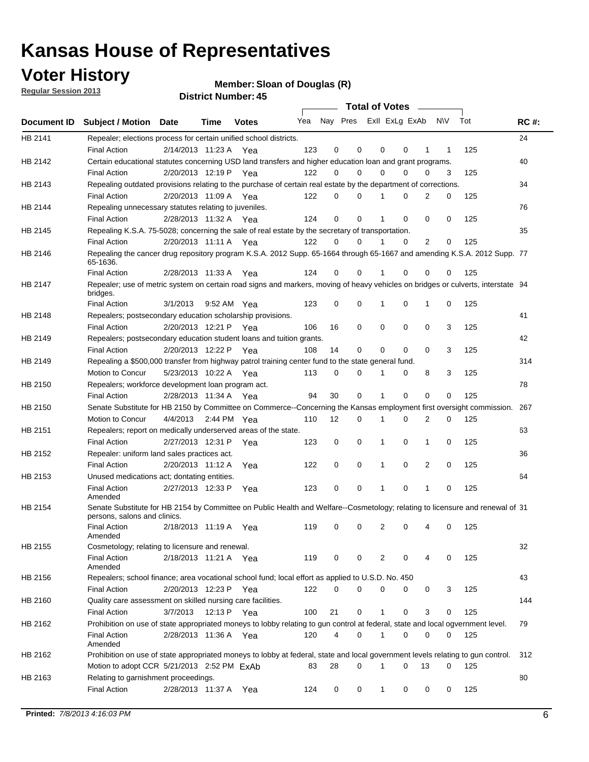# Kansas House of Representatives

## Voter History

**Regular Session 2013**

**Member: Sloan of Douglas (R)**

**District Number: 45**

| Document ID | Subject / Motion | Date | Time | Votes | Yea | Nay | Pres | ExII | ExLg | ExAb | N\V | Tot | RC #: |
|---|---|---|---|---|---|---|---|---|---|---|---|---|---|
| HB 2141 | Repealer; elections process for certain unified school districts. | | | | | | | | | | | | 24 |
| | Final Action | 2/14/2013 | 11:23 A | Yea | 123 | 0 | 0 | 0 | 0 | 1 | 1 | 125 | |
| HB 2142 | Certain educational statutes concerning USD land transfers and higher education loan and grant programs. | | | | | | | | | | | | 40 |
| | Final Action | 2/20/2013 | 12:19 P | Yea | 122 | 0 | 0 | 0 | 0 | 0 | 3 | 125 | |
| HB 2143 | Repealing outdated provisions relating to the purchase of certain real estate by the department of corrections. | | | | | | | | | | | | 34 |
| | Final Action | 2/20/2013 | 11:09 A | Yea | 122 | 0 | 0 | 1 | 0 | 2 | 0 | 125 | |
| HB 2144 | Repealing unnecessary statutes relating to juveniles. | | | | | | | | | | | | 76 |
| | Final Action | 2/28/2013 | 11:32 A | Yea | 124 | 0 | 0 | 1 | 0 | 0 | 0 | 125 | |
| HB 2145 | Repealing K.S.A. 75-5028; concerning the sale of real estate by the secretary of transportation. | | | | | | | | | | | | 35 |
| | Final Action | 2/20/2013 | 11:11 A | Yea | 122 | 0 | 0 | 1 | 0 | 2 | 0 | 125 | |
| HB 2146 | Repealing the cancer drug repository program K.S.A. 2012 Supp. 65-1664 through 65-1667 and amending K.S.A. 2012 Supp. 65-1636. | | | | | | | | | | | | 77 |
| | Final Action | 2/28/2013 | 11:33 A | Yea | 124 | 0 | 0 | 1 | 0 | 0 | 0 | 125 | |
| HB 2147 | Repealer; use of metric system on certain road signs and markers, moving of heavy vehicles on bridges or culverts, interstate bridges. | | | | | | | | | | | | 94 |
| | Final Action | 3/1/2013 | 9:52 AM | Yea | 123 | 0 | 0 | 1 | 0 | 1 | 0 | 125 | |
| HB 2148 | Repealers; postsecondary education scholarship provisions. | | | | | | | | | | | | 41 |
| | Final Action | 2/20/2013 | 12:21 P | Yea | 106 | 16 | 0 | 0 | 0 | 0 | 3 | 125 | |
| HB 2149 | Repealers; postsecondary education student loans and tuition grants. | | | | | | | | | | | | 42 |
| | Final Action | 2/20/2013 | 12:22 P | Yea | 108 | 14 | 0 | 0 | 0 | 0 | 3 | 125 | |
| HB 2149 | Repealing a $500,000 transfer from highway patrol training center fund to the state general fund. | | | | | | | | | | | | 314 |
| | Motion to Concur | 5/23/2013 | 10:22 A | Yea | 113 | 0 | 0 | 1 | 0 | 8 | 3 | 125 | |
| HB 2150 | Repealers; workforce development loan program act. | | | | | | | | | | | | 78 |
| | Final Action | 2/28/2013 | 11:34 A | Yea | 94 | 30 | 0 | 1 | 0 | 0 | 0 | 125 | |
| HB 2150 | Senate Substitute for HB 2150 by Committee on Commerce--Concerning the Kansas employment first oversight commission. | | | | | | | | | | | | 267 |
| | Motion to Concur | 4/4/2013 | 2:44 PM | Yea | 110 | 12 | 0 | 1 | 0 | 2 | 0 | 125 | |
| HB 2151 | Repealers; report on medically underserved areas of the state. | | | | | | | | | | | | 63 |
| | Final Action | 2/27/2013 | 12:31 P | Yea | 123 | 0 | 0 | 1 | 0 | 1 | 0 | 125 | |
| HB 2152 | Repealer: uniform land sales practices act. | | | | | | | | | | | | 36 |
| | Final Action | 2/20/2013 | 11:12 A | Yea | 122 | 0 | 0 | 1 | 0 | 2 | 0 | 125 | |
| HB 2153 | Unused medications act; dontating entities. | | | | | | | | | | | | 64 |
| | Final Action Amended | 2/27/2013 | 12:33 P | Yea | 123 | 0 | 0 | 1 | 0 | 1 | 0 | 125 | |
| HB 2154 | Senate Substitute for HB 2154 by Committee on Public Health and Welfare--Cosmetology; relating to licensure and renewal of persons, salons and clinics. | | | | | | | | | | | | 31 |
| | Final Action Amended | 2/18/2013 | 11:19 A | Yea | 119 | 0 | 0 | 2 | 0 | 4 | 0 | 125 | |
| HB 2155 | Cosmetology; relating to licensure and renewal. | | | | | | | | | | | | 32 |
| | Final Action Amended | 2/18/2013 | 11:21 A | Yea | 119 | 0 | 0 | 2 | 0 | 4 | 0 | 125 | |
| HB 2156 | Repealers; school finance; area vocational school fund; local effort as applied to U.S.D. No. 450 | | | | | | | | | | | | 43 |
| | Final Action | 2/20/2013 | 12:23 P | Yea | 122 | 0 | 0 | 0 | 0 | 0 | 3 | 125 | |
| HB 2160 | Quality care assessment on skilled nursing care facilities. | | | | | | | | | | | | 144 |
| | Final Action | 3/7/2013 | 12:13 P | Yea | 100 | 21 | 0 | 1 | 0 | 3 | 0 | 125 | |
| HB 2162 | Prohibition on use of state appropriated moneys to lobby relating to gun control at federal, state and local ogvernment level. | | | | | | | | | | | | 79 |
| | Final Action Amended | 2/28/2013 | 11:36 A | Yea | 120 | 4 | 0 | 1 | 0 | 0 | 0 | 125 | |
| HB 2162 | Prohibition on use of state appropriated moneys to lobby at federal, state and local government levels relating to gun control. | | | | | | | | | | | | 312 |
| | Motion to adopt CCR | 5/21/2013 | 2:52 PM | ExAb | 83 | 28 | 0 | 1 | 0 | 13 | 0 | 125 | |
| HB 2163 | Relating to garnishment proceedings. | | | | | | | | | | | | 80 |
| | Final Action | 2/28/2013 | 11:37 A | Yea | 124 | 0 | 0 | 1 | 0 | 0 | 0 | 125 | |

**Printed:** *7/8/2013 4:16:03 PM*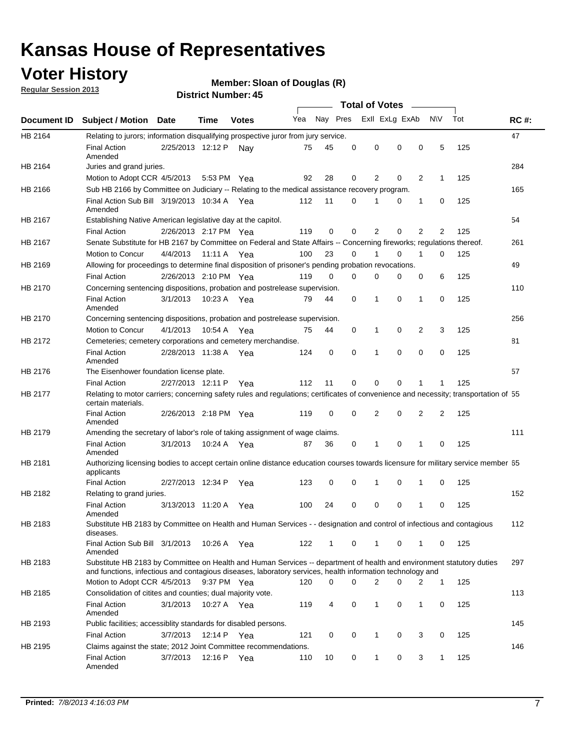# Kansas House of Representatives

## Voter History

**Regular Session 2013**

**Member: Sloan of Douglas (R)**

**District Number: 45**

| Document ID | Subject / Motion | Date | Time | Votes | Yea | Nay | Pres | ExII | ExLg | ExAb | N\V | Tot | RC #: |
|---|---|---|---|---|---|---|---|---|---|---|---|---|---|
| HB 2164 | Relating to jurors; information disqualifying prospective juror from jury service. | | | | | | | | | | | | 47 |
| | Final Action Amended | 2/25/2013 | 12:12 P | Nay | 75 | 45 | 0 | 0 | 0 | 0 | 5 | 125 | |
| HB 2164 | Juries and grand juries. | | | | | | | | | | | | 284 |
| | Motion to Adopt CCR | 4/5/2013 | 5:53 PM | Yea | 92 | 28 | 0 | 2 | 0 | 2 | 1 | 125 | |
| HB 2166 | Sub HB 2166 by Committee on Judiciary -- Relating to the medical assistance recovery program. | | | | | | | | | | | | 165 |
| | Final Action Sub Bill Amended | 3/19/2013 | 10:34 A | Yea | 112 | 11 | 0 | 1 | 0 | 1 | 0 | 125 | |
| HB 2167 | Establishing Native American legislative day at the capitol. | | | | | | | | | | | | 54 |
| | Final Action | 2/26/2013 | 2:17 PM | Yea | 119 | 0 | 0 | 2 | 0 | 2 | 2 | 125 | |
| HB 2167 | Senate Substitute for HB 2167 by Committee on Federal and State Affairs -- Concerning fireworks; regulations thereof. | | | | | | | | | | | | 261 |
| | Motion to Concur | 4/4/2013 | 11:11 A | Yea | 100 | 23 | 0 | 1 | 0 | 1 | 0 | 125 | |
| HB 2169 | Allowing for proceedings to determine final disposition of prisoner's pending probation revocations. | | | | | | | | | | | | 49 |
| | Final Action | 2/26/2013 | 2:10 PM | Yea | 119 | 0 | 0 | 0 | 0 | 0 | 6 | 125 | |
| HB 2170 | Concerning sentencing dispositions, probation and postrelease supervision. | | | | | | | | | | | | 110 |
| | Final Action Amended | 3/1/2013 | 10:23 A | Yea | 79 | 44 | 0 | 1 | 0 | 1 | 0 | 125 | |
| HB 2170 | Concerning sentencing dispositions, probation and postrelease supervision. | | | | | | | | | | | | 256 |
| | Motion to Concur | 4/1/2013 | 10:54 A | Yea | 75 | 44 | 0 | 1 | 0 | 2 | 3 | 125 | |
| HB 2172 | Cemeteries; cemetery corporations and cemetery merchandise. | | | | | | | | | | | | 81 |
| | Final Action Amended | 2/28/2013 | 11:38 A | Yea | 124 | 0 | 0 | 1 | 0 | 0 | 0 | 125 | |
| HB 2176 | The Eisenhower foundation license plate. | | | | | | | | | | | | 57 |
| | Final Action | 2/27/2013 | 12:11 P | Yea | 112 | 11 | 0 | 0 | 0 | 1 | 1 | 125 | |
| HB 2177 | Relating to motor carriers; concerning safety rules and regulations; certificates of convenience and necessity; transportation of certain materials. | | | | | | | | | | | | 55 |
| | Final Action Amended | 2/26/2013 | 2:18 PM | Yea | 119 | 0 | 0 | 2 | 0 | 2 | 2 | 125 | |
| HB 2179 | Amending the secretary of labor's role of taking assignment of wage claims. | | | | | | | | | | | | 111 |
| | Final Action Amended | 3/1/2013 | 10:24 A | Yea | 87 | 36 | 0 | 1 | 0 | 1 | 0 | 125 | |
| HB 2181 | Authorizing licensing bodies to accept certain online distance education courses towards licensure for military service member applicants | | | | | | | | | | | | 65 |
| | Final Action | 2/27/2013 | 12:34 P | Yea | 123 | 0 | 0 | 1 | 0 | 1 | 0 | 125 | |
| HB 2182 | Relating to grand juries. | | | | | | | | | | | | 152 |
| | Final Action Amended | 3/13/2013 | 11:20 A | Yea | 100 | 24 | 0 | 0 | 0 | 1 | 0 | 125 | |
| HB 2183 | Substitute HB 2183 by Committee on Health and Human Services - - designation and control of infectious and contagious diseases. | | | | | | | | | | | | 112 |
| | Final Action Sub Bill Amended | 3/1/2013 | 10:26 A | Yea | 122 | 1 | 0 | 1 | 0 | 1 | 0 | 125 | |
| HB 2183 | Substitute HB 2183 by Committee on Health and Human Services -- department of health and environment statutory duties and functions, infectious and contagious diseases, laboratory services, health information technology and | | | | | | | | | | | | 297 |
| | Motion to Adopt CCR | 4/5/2013 | 9:37 PM | Yea | 120 | 0 | 0 | 2 | 0 | 2 | 1 | 125 | |
| HB 2185 | Consolidation of citites and counties; dual majority vote. | | | | | | | | | | | | 113 |
| | Final Action Amended | 3/1/2013 | 10:27 A | Yea | 119 | 4 | 0 | 1 | 0 | 1 | 0 | 125 | |
| HB 2193 | Public facilities; accessiblity standards for disabled persons. | | | | | | | | | | | | 145 |
| | Final Action | 3/7/2013 | 12:14 P | Yea | 121 | 0 | 0 | 1 | 0 | 3 | 0 | 125 | |
| HB 2195 | Claims against the state; 2012 Joint Committee recommendations. | | | | | | | | | | | | 146 |
| | Final Action Amended | 3/7/2013 | 12:16 P | Yea | 110 | 10 | 0 | 1 | 0 | 3 | 1 | 125 | |

**Printed:** *7/8/2013 4:16:03 PM*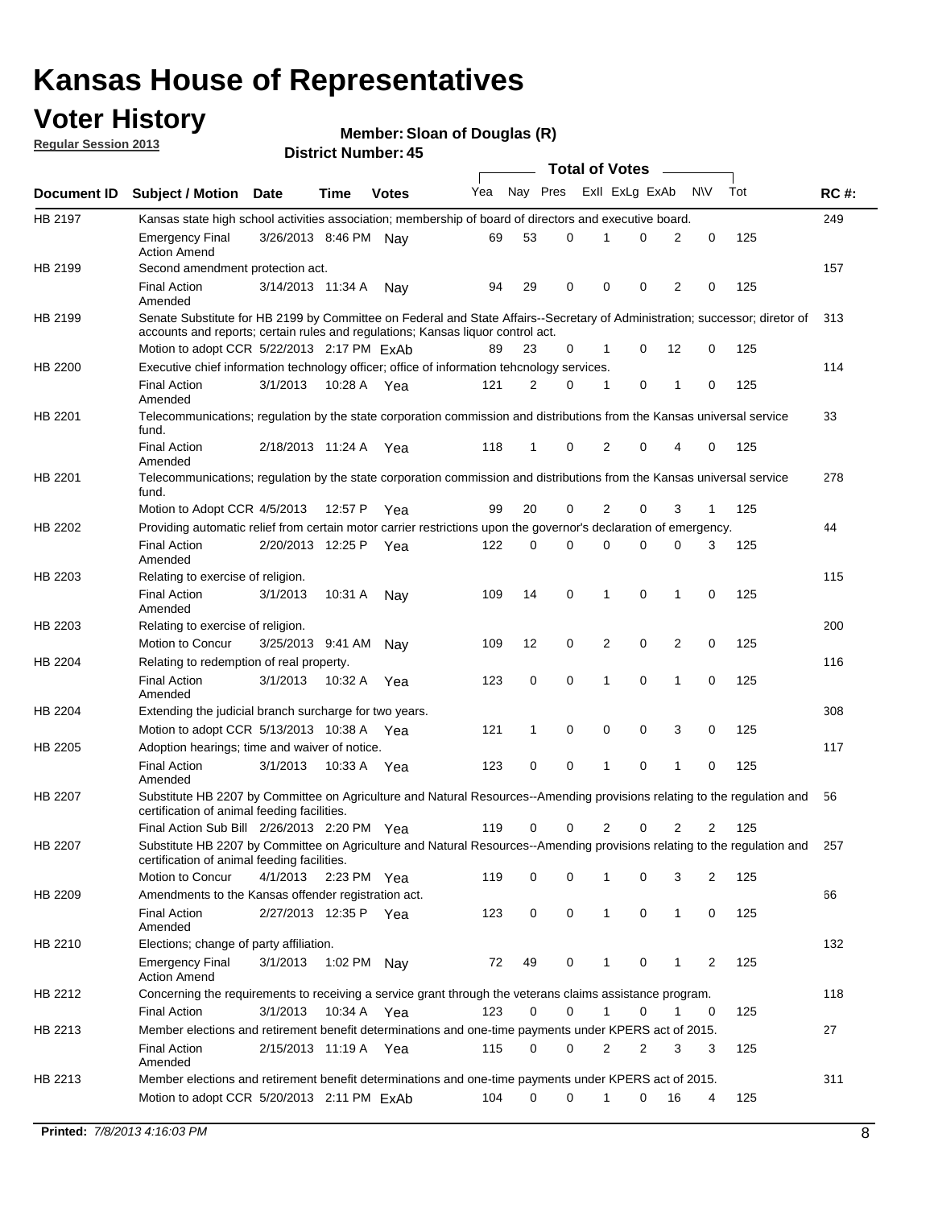# Kansas House of Representatives

## Voter History

**Regular Session 2013**

**Member: Sloan of Douglas (R)**

**District Number: 45**

| Document ID | Subject / Motion | Date | Time | Votes | Yea | Nay | Pres | ExlI | ExLg | ExAb | N\V | Tot | RC #: |
|---|---|---|---|---|---|---|---|---|---|---|---|---|---|
| HB 2197 | Kansas state high school activities association; membership of board of directors and executive board. | | | | | | | | | | | | 249 |
| | Emergency Final Action Amend | 3/26/2013 | 8:46 PM | Nay | 69 | 53 | 0 | 1 | 0 | 2 | 0 | 125 | |
| HB 2199 | Second amendment protection act. | | | | | | | | | | | | 157 |
| | Final Action Amended | 3/14/2013 | 11:34 A | Nay | 94 | 29 | 0 | 0 | 0 | 2 | 0 | 125 | |
| HB 2199 | Senate Substitute for HB 2199 by Committee on Federal and State Affairs--Secretary of Administration; successor; diretor of accounts and reports; certain rules and regulations; Kansas liquor control act. | | | | | | | | | | | | 313 |
| | Motion to adopt CCR | 5/22/2013 | 2:17 PM | ExAb | 89 | 23 | 0 | 1 | 0 | 12 | 0 | 125 | |
| HB 2200 | Executive chief information technology officer; office of information tehcnology services. | | | | | | | | | | | | 114 |
| | Final Action Amended | 3/1/2013 | 10:28 A | Yea | 121 | 2 | 0 | 1 | 0 | 1 | 0 | 125 | |
| HB 2201 | Telecommunications; regulation by the state corporation commission and distributions from the Kansas universal service fund. | | | | | | | | | | | | 33 |
| | Final Action Amended | 2/18/2013 | 11:24 A | Yea | 118 | 1 | 0 | 2 | 0 | 4 | 0 | 125 | |
| HB 2201 | Telecommunications; regulation by the state corporation commission and distributions from the Kansas universal service fund. | | | | | | | | | | | | 278 |
| | Motion to Adopt CCR | 4/5/2013 | 12:57 P | Yea | 99 | 20 | 0 | 2 | 0 | 3 | 1 | 125 | |
| HB 2202 | Providing automatic relief from certain motor carrier restrictions upon the governor's declaration of emergency. | | | | | | | | | | | | 44 |
| | Final Action Amended | 2/20/2013 | 12:25 P | Yea | 122 | 0 | 0 | 0 | 0 | 0 | 3 | 125 | |
| HB 2203 | Relating to exercise of religion. | | | | | | | | | | | | 115 |
| | Final Action Amended | 3/1/2013 | 10:31 A | Nay | 109 | 14 | 0 | 1 | 0 | 1 | 0 | 125 | |
| HB 2203 | Relating to exercise of religion. | | | | | | | | | | | | 200 |
| | Motion to Concur | 3/25/2013 | 9:41 AM | Nay | 109 | 12 | 0 | 2 | 0 | 2 | 0 | 125 | |
| HB 2204 | Relating to redemption of real property. | | | | | | | | | | | | 116 |
| | Final Action Amended | 3/1/2013 | 10:32 A | Yea | 123 | 0 | 0 | 1 | 0 | 1 | 0 | 125 | |
| HB 2204 | Extending the judicial branch surcharge for two years. | | | | | | | | | | | | 308 |
| | Motion to adopt CCR | 5/13/2013 | 10:38 A | Yea | 121 | 1 | 0 | 0 | 0 | 3 | 0 | 125 | |
| HB 2205 | Adoption hearings; time and waiver of notice. | | | | | | | | | | | | 117 |
| | Final Action Amended | 3/1/2013 | 10:33 A | Yea | 123 | 0 | 0 | 1 | 0 | 1 | 0 | 125 | |
| HB 2207 | Substitute HB 2207 by Committee on Agriculture and Natural Resources--Amending provisions relating to the regulation and certification of animal feeding facilities. | | | | | | | | | | | | 56 |
| | Final Action Sub Bill | 2/26/2013 | 2:20 PM | Yea | 119 | 0 | 0 | 2 | 0 | 2 | 2 | 125 | |
| HB 2207 | Substitute HB 2207 by Committee on Agriculture and Natural Resources--Amending provisions relating to the regulation and certification of animal feeding facilities. | | | | | | | | | | | | 257 |
| | Motion to Concur | 4/1/2013 | 2:23 PM | Yea | 119 | 0 | 0 | 1 | 0 | 3 | 2 | 125 | |
| HB 2209 | Amendments to the Kansas offender registration act. | | | | | | | | | | | | 66 |
| | Final Action Amended | 2/27/2013 | 12:35 P | Yea | 123 | 0 | 0 | 1 | 0 | 1 | 0 | 125 | |
| HB 2210 | Elections; change of party affiliation. | | | | | | | | | | | | 132 |
| | Emergency Final Action Amend | 3/1/2013 | 1:02 PM | Nay | 72 | 49 | 0 | 1 | 0 | 1 | 2 | 125 | |
| HB 2212 | Concerning the requirements to receiving a service grant through the veterans claims assistance program. | | | | | | | | | | | | 118 |
| | Final Action | 3/1/2013 | 10:34 A | Yea | 123 | 0 | 0 | 1 | 0 | 1 | 0 | 125 | |
| HB 2213 | Member elections and retirement benefit determinations and one-time payments under KPERS act of 2015. | | | | | | | | | | | | 27 |
| | Final Action Amended | 2/15/2013 | 11:19 A | Yea | 115 | 0 | 0 | 2 | 2 | 3 | 3 | 125 | |
| HB 2213 | Member elections and retirement benefit determinations and one-time payments under KPERS act of 2015. | | | | | | | | | | | | 311 |
| | Motion to adopt CCR | 5/20/2013 | 2:11 PM | ExAb | 104 | 0 | 0 | 1 | 0 | 16 | 4 | 125 | |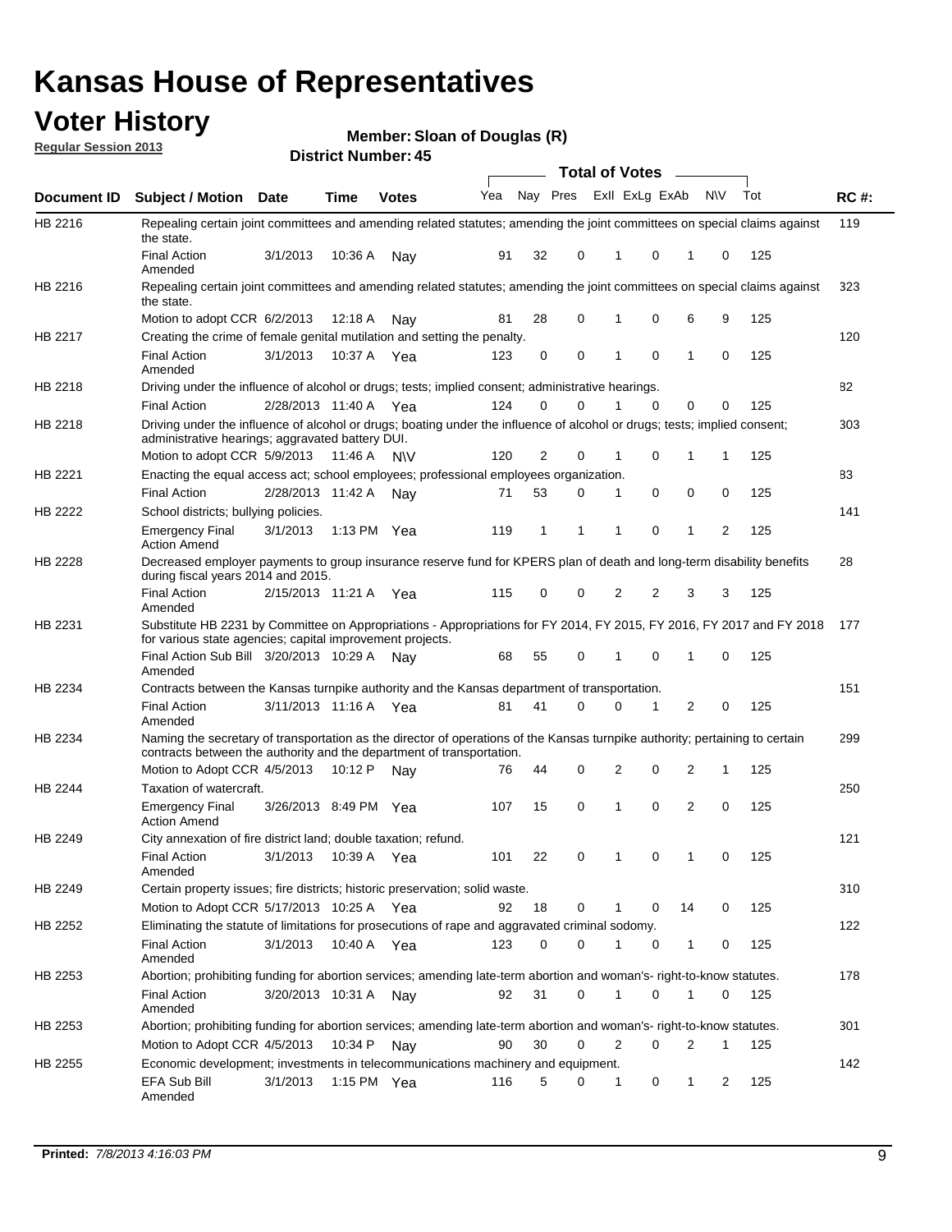# Kansas House of Representatives

## Voter History

**Regular Session 2013**

**Member: Sloan of Douglas (R)**

**District Number: 45**

| Document ID | Subject / Motion | Date | Time | Votes | Yea | Nay | Pres | ExII | ExLg | ExAb | N\V | Tot | RC #: |
|---|---|---|---|---|---|---|---|---|---|---|---|---|---|
| HB 2216 | Repealing certain joint committees and amending related statutes; amending the joint committees on special claims against the state. | | | | | | | | | | | | 119 |
| | Final Action Amended | 3/1/2013 | 10:36 A | Nay | 91 | 32 | 0 | 1 | 0 | 1 | 0 | 125 | |
| HB 2216 | Repealing certain joint committees and amending related statutes; amending the joint committees on special claims against the state. | | | | | | | | | | | | 323 |
| | Motion to adopt CCR | 6/2/2013 | 12:18 A | Nay | 81 | 28 | 0 | 1 | 0 | 6 | 9 | 125 | |
| HB 2217 | Creating the crime of female genital mutilation and setting the penalty. | | | | | | | | | | | | 120 |
| | Final Action Amended | 3/1/2013 | 10:37 A | Yea | 123 | 0 | 0 | 1 | 0 | 1 | 0 | 125 | |
| HB 2218 | Driving under the influence of alcohol or drugs; tests; implied consent; administrative hearings. | | | | | | | | | | | | 82 |
| | Final Action | 2/28/2013 | 11:40 A | Yea | 124 | 0 | 0 | 1 | 0 | 0 | 0 | 125 | |
| HB 2218 | Driving under the influence of alcohol or drugs; boating under the influence of alcohol or drugs; tests; implied consent; administrative hearings; aggravated battery DUI. | | | | | | | | | | | | 303 |
| | Motion to adopt CCR | 5/9/2013 | 11:46 A | N\V | 120 | 2 | 0 | 1 | 0 | 1 | 1 | 125 | |
| HB 2221 | Enacting the equal access act; school employees; professional employees organization. | | | | | | | | | | | | 83 |
| | Final Action | 2/28/2013 | 11:42 A | Nay | 71 | 53 | 0 | 1 | 0 | 0 | 0 | 125 | |
| HB 2222 | School districts; bullying policies. | | | | | | | | | | | | 141 |
| | Emergency Final Action Amend | 3/1/2013 | 1:13 PM | Yea | 119 | 1 | 1 | 1 | 0 | 1 | 2 | 125 | |
| HB 2228 | Decreased employer payments to group insurance reserve fund for KPERS plan of death and long-term disability benefits during fiscal years 2014 and 2015. | | | | | | | | | | | | 28 |
| | Final Action Amended | 2/15/2013 | 11:21 A | Yea | 115 | 0 | 0 | 2 | 2 | 3 | 3 | 125 | |
| HB 2231 | Substitute HB 2231 by Committee on Appropriations - Appropriations for FY 2014, FY 2015, FY 2016, FY 2017 and FY 2018 for various state agencies; capital improvement projects. | | | | | | | | | | | | 177 |
| | Final Action Sub Bill Amended | 3/20/2013 | 10:29 A | Nay | 68 | 55 | 0 | 1 | 0 | 1 | 0 | 125 | |
| HB 2234 | Contracts between the Kansas turnpike authority and the Kansas department of transportation. | | | | | | | | | | | | 151 |
| | Final Action Amended | 3/11/2013 | 11:16 A | Yea | 81 | 41 | 0 | 0 | 1 | 2 | 0 | 125 | |
| HB 2234 | Naming the secretary of transportation as the director of operations of the Kansas turnpike authority; pertaining to certain contracts between the authority and the department of transportation. | | | | | | | | | | | | 299 |
| | Motion to Adopt CCR | 4/5/2013 | 10:12 P | Nay | 76 | 44 | 0 | 2 | 0 | 2 | 1 | 125 | |
| HB 2244 | Taxation of watercraft. | | | | | | | | | | | | 250 |
| | Emergency Final Action Amend | 3/26/2013 | 8:49 PM | Yea | 107 | 15 | 0 | 1 | 0 | 2 | 0 | 125 | |
| HB 2249 | City annexation of fire district land; double taxation; refund. | | | | | | | | | | | | 121 |
| | Final Action Amended | 3/1/2013 | 10:39 A | Yea | 101 | 22 | 0 | 1 | 0 | 1 | 0 | 125 | |
| HB 2249 | Certain property issues; fire districts; historic preservation; solid waste. | | | | | | | | | | | | 310 |
| | Motion to Adopt CCR | 5/17/2013 | 10:25 A | Yea | 92 | 18 | 0 | 1 | 0 | 14 | 0 | 125 | |
| HB 2252 | Eliminating the statute of limitations for prosecutions of rape and aggravated criminal sodomy. | | | | | | | | | | | | 122 |
| | Final Action Amended | 3/1/2013 | 10:40 A | Yea | 123 | 0 | 0 | 1 | 0 | 1 | 0 | 125 | |
| HB 2253 | Abortion; prohibiting funding for abortion services; amending late-term abortion and woman's- right-to-know statutes. | | | | | | | | | | | | 178 |
| | Final Action Amended | 3/20/2013 | 10:31 A | Nay | 92 | 31 | 0 | 1 | 0 | 1 | 0 | 125 | |
| HB 2253 | Abortion; prohibiting funding for abortion services; amending late-term abortion and woman's- right-to-know statutes. | | | | | | | | | | | | 301 |
| | Motion to Adopt CCR | 4/5/2013 | 10:34 P | Nay | 90 | 30 | 0 | 2 | 0 | 2 | 1 | 125 | |
| HB 2255 | Economic development; investments in telecommunications machinery and equipment. | | | | | | | | | | | | 142 |
| | EFA Sub Bill Amended | 3/1/2013 | 1:15 PM | Yea | 116 | 5 | 0 | 1 | 0 | 1 | 2 | 125 | |

**Printed:** 7/8/2013 4:16:03 PM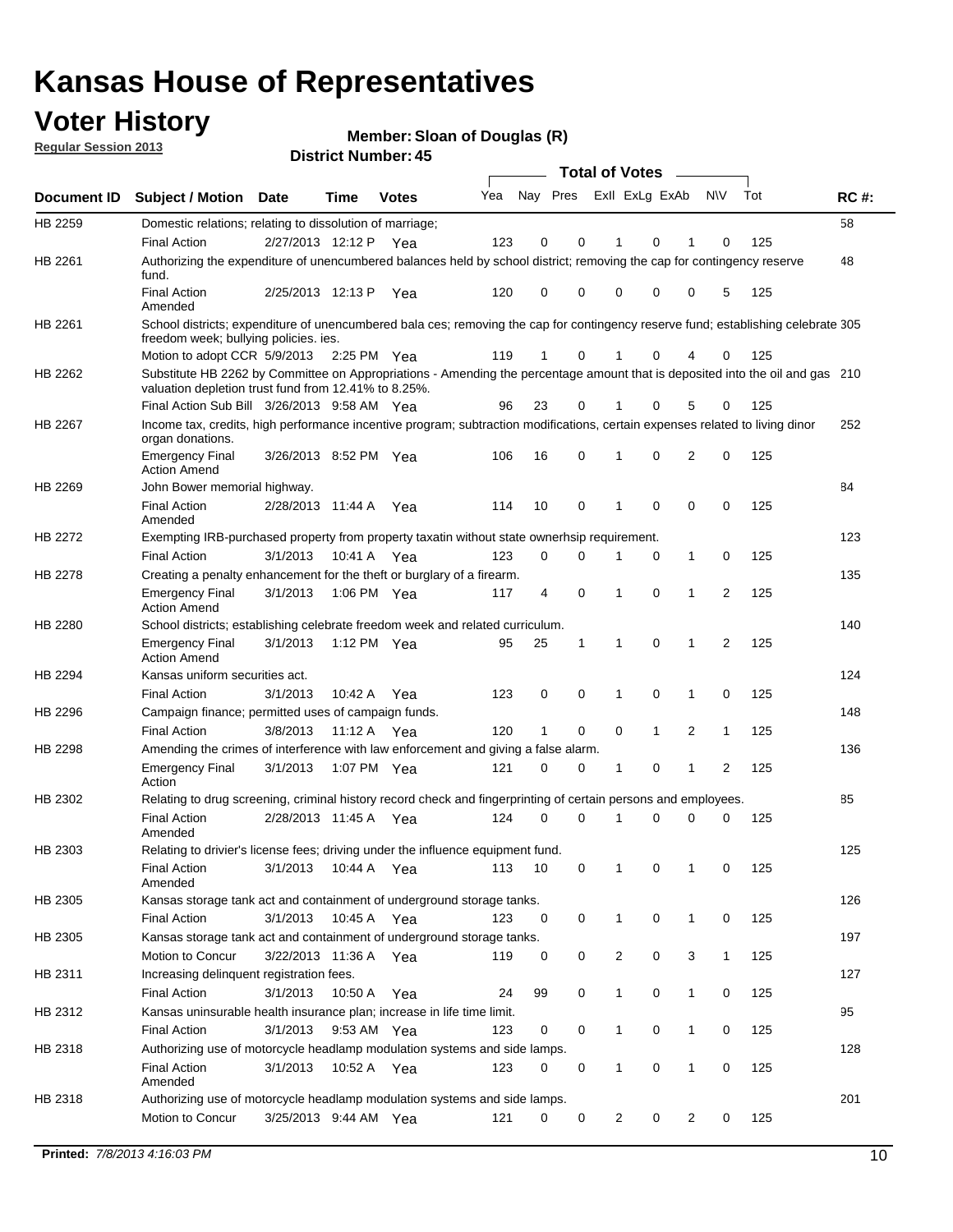# Kansas House of Representatives

## Voter History

**Regular Session 2013**

**Member: Sloan of Douglas (R)**

**District Number: 45**

| Document ID | Subject / Motion | Date | Time | Votes | Yea | Nay | Pres | ExII | ExLg | ExAb | N\V | Tot | RC #: |
|---|---|---|---|---|---|---|---|---|---|---|---|---|---|
| HB 2259 | Domestic relations; relating to dissolution of marriage; | | | | | | | | | | | | 58 |
| | Final Action | 2/27/2013 | 12:12 P | Yea | 123 | 0 | 0 | 1 | 0 | 1 | 0 | 125 | |
| HB 2261 | Authorizing the expenditure of unencumbered balances held by school district; removing the cap for contingency reserve fund. | | | | | | | | | | | | 48 |
| | Final Action Amended | 2/25/2013 | 12:13 P | Yea | 120 | 0 | 0 | 0 | 0 | 0 | 5 | 125 | |
| HB 2261 | School districts; expenditure of unencumbered bala ces; removing the cap for contingency reserve fund; establishing celebrate freedom week; bullying policies. ies. | | | | | | | | | | | | 305 |
| | Motion to adopt CCR | 5/9/2013 | 2:25 PM | Yea | 119 | 1 | 0 | 1 | 0 | 4 | 0 | 125 | |
| HB 2262 | Substitute HB 2262 by Committee on Appropriations - Amending the percentage amount that is deposited into the oil and gas valuation depletion trust fund from 12.41% to 8.25%. | | | | | | | | | | | | 210 |
| | Final Action Sub Bill | 3/26/2013 | 9:58 AM | Yea | 96 | 23 | 0 | 1 | 0 | 5 | 0 | 125 | |
| HB 2267 | Income tax, credits, high performance incentive program; subtraction modifications, certain expenses related to living dinor organ donations. | | | | | | | | | | | | 252 |
| | Emergency Final Action Amend | 3/26/2013 | 8:52 PM | Yea | 106 | 16 | 0 | 1 | 0 | 2 | 0 | 125 | |
| HB 2269 | John Bower memorial highway. | | | | | | | | | | | | 84 |
| | Final Action Amended | 2/28/2013 | 11:44 A | Yea | 114 | 10 | 0 | 1 | 0 | 0 | 0 | 125 | |
| HB 2272 | Exempting IRB-purchased property from property taxatin without state ownerhsip requirement. | | | | | | | | | | | | 123 |
| | Final Action | 3/1/2013 | 10:41 A | Yea | 123 | 0 | 0 | 1 | 0 | 1 | 0 | 125 | |
| HB 2278 | Creating a penalty enhancement for the theft or burglary of a firearm. | | | | | | | | | | | | 135 |
| | Emergency Final Action Amend | 3/1/2013 | 1:06 PM | Yea | 117 | 4 | 0 | 1 | 0 | 1 | 2 | 125 | |
| HB 2280 | School districts; establishing celebrate freedom week and related curriculum. | | | | | | | | | | | | 140 |
| | Emergency Final Action Amend | 3/1/2013 | 1:12 PM | Yea | 95 | 25 | 1 | 1 | 0 | 1 | 2 | 125 | |
| HB 2294 | Kansas uniform securities act. | | | | | | | | | | | | 124 |
| | Final Action | 3/1/2013 | 10:42 A | Yea | 123 | 0 | 0 | 1 | 0 | 1 | 0 | 125 | |
| HB 2296 | Campaign finance; permitted uses of campaign funds. | | | | | | | | | | | | 148 |
| | Final Action | 3/8/2013 | 11:12 A | Yea | 120 | 1 | 0 | 0 | 1 | 2 | 1 | 125 | |
| HB 2298 | Amending the crimes of interference with law enforcement and giving a false alarm. | | | | | | | | | | | | 136 |
| | Emergency Final Action | 3/1/2013 | 1:07 PM | Yea | 121 | 0 | 0 | 1 | 0 | 1 | 2 | 125 | |
| HB 2302 | Relating to drug screening, criminal history record check and fingerprinting of certain persons and employees. | | | | | | | | | | | | 85 |
| | Final Action Amended | 2/28/2013 | 11:45 A | Yea | 124 | 0 | 0 | 1 | 0 | 0 | 0 | 125 | |
| HB 2303 | Relating to drivier's license fees; driving under the influence equipment fund. | | | | | | | | | | | | 125 |
| | Final Action Amended | 3/1/2013 | 10:44 A | Yea | 113 | 10 | 0 | 1 | 0 | 1 | 0 | 125 | |
| HB 2305 | Kansas storage tank act and containment of underground storage tanks. | | | | | | | | | | | | 126 |
| | Final Action | 3/1/2013 | 10:45 A | Yea | 123 | 0 | 0 | 1 | 0 | 1 | 0 | 125 | |
| HB 2305 | Kansas storage tank act and containment of underground storage tanks. | | | | | | | | | | | | 197 |
| | Motion to Concur | 3/22/2013 | 11:36 A | Yea | 119 | 0 | 0 | 2 | 0 | 3 | 1 | 125 | |
| HB 2311 | Increasing delinquent registration fees. | | | | | | | | | | | | 127 |
| | Final Action | 3/1/2013 | 10:50 A | Yea | 24 | 99 | 0 | 1 | 0 | 1 | 0 | 125 | |
| HB 2312 | Kansas uninsurable health insurance plan; increase in life time limit. | | | | | | | | | | | | 95 |
| | Final Action | 3/1/2013 | 9:53 AM | Yea | 123 | 0 | 0 | 1 | 0 | 1 | 0 | 125 | |
| HB 2318 | Authorizing use of motorcycle headlamp modulation systems and side lamps. | | | | | | | | | | | | 128 |
| | Final Action Amended | 3/1/2013 | 10:52 A | Yea | 123 | 0 | 0 | 1 | 0 | 1 | 0 | 125 | |
| HB 2318 | Authorizing use of motorcycle headlamp modulation systems and side lamps. | | | | | | | | | | | | 201 |
| | Motion to Concur | 3/25/2013 | 9:44 AM | Yea | 121 | 0 | 0 | 2 | 0 | 2 | 0 | 125 | |

**Printed:** *7/8/2013 4:16:03 PM*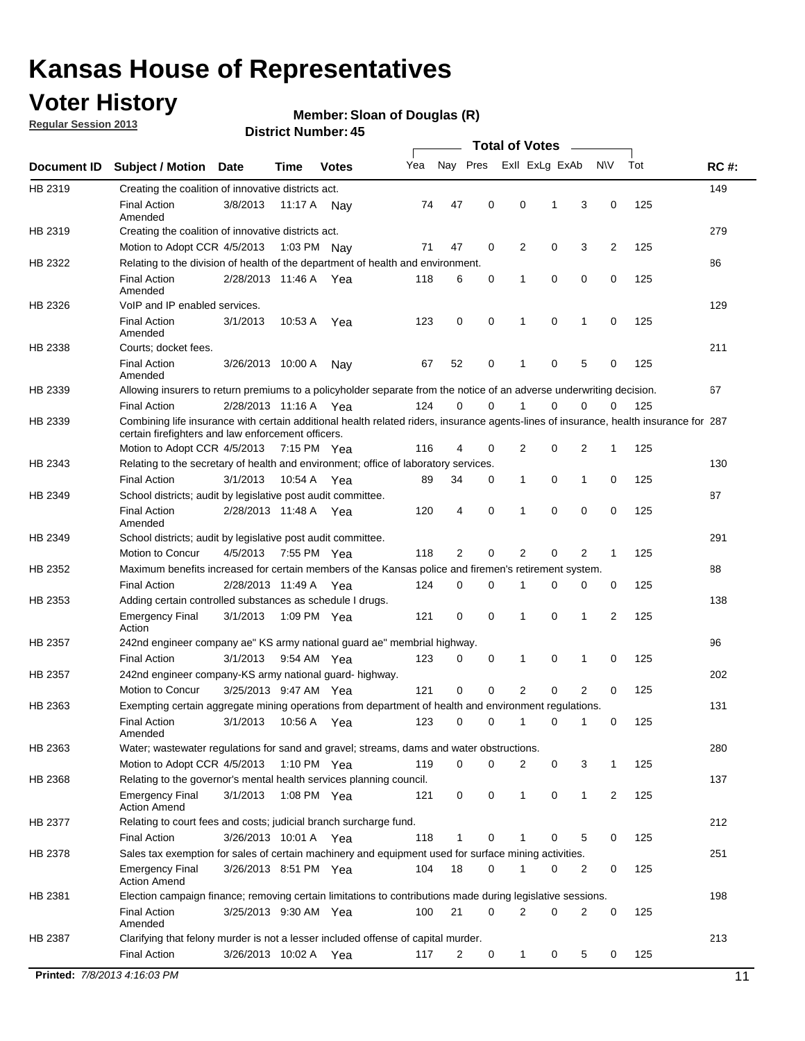# Kansas House of Representatives

## Voter History

**Regular Session 2013**

**Member: Sloan of Douglas (R)**

**District Number: 45**

| Document ID | Subject / Motion | Date | Time | Votes | Yea | Nay | Pres | ExII | ExLg | ExAb | N\V | Tot | RC #: |
|---|---|---|---|---|---|---|---|---|---|---|---|---|---|
| HB 2319 | Creating the coalition of innovative districts act. | | | | | | | | | | | | 149 |
| | Final Action Amended | 3/8/2013 | 11:17 A | Nay | 74 | 47 | 0 | 0 | 1 | 3 | 0 | 125 | |
| HB 2319 | Creating the coalition of innovative districts act. | | | | | | | | | | | | 279 |
| | Motion to Adopt CCR | 4/5/2013 | 1:03 PM | Nay | 71 | 47 | 0 | 2 | 0 | 3 | 2 | 125 | |
| HB 2322 | Relating to the division of health of the department of health and environment. | | | | | | | | | | | | 86 |
| | Final Action Amended | 2/28/2013 | 11:46 A | Yea | 118 | 6 | 0 | 1 | 0 | 0 | 0 | 125 | |
| HB 2326 | VoIP and IP enabled services. | | | | | | | | | | | | 129 |
| | Final Action Amended | 3/1/2013 | 10:53 A | Yea | 123 | 0 | 0 | 1 | 0 | 1 | 0 | 125 | |
| HB 2338 | Courts; docket fees. | | | | | | | | | | | | 211 |
| | Final Action Amended | 3/26/2013 | 10:00 A | Nay | 67 | 52 | 0 | 1 | 0 | 5 | 0 | 125 | |
| HB 2339 | Allowing insurers to return premiums to a policyholder separate from the notice of an adverse underwriting decision. | | | | | | | | | | | | 67 |
| | Final Action | 2/28/2013 | 11:16 A | Yea | 124 | 0 | 0 | 1 | 0 | 0 | 0 | 125 | |
| HB 2339 | Combining life insurance with certain additional health related riders, insurance agents-lines of insurance, health insurance for certain firefighters and law enforcement officers. | | | | | | | | | | | | 287 |
| | Motion to Adopt CCR | 4/5/2013 | 7:15 PM | Yea | 116 | 4 | 0 | 2 | 0 | 2 | 1 | 125 | |
| HB 2343 | Relating to the secretary of health and environment; office of laboratory services. | | | | | | | | | | | | 130 |
| | Final Action | 3/1/2013 | 10:54 A | Yea | 89 | 34 | 0 | 1 | 0 | 1 | 0 | 125 | |
| HB 2349 | School districts; audit by legislative post audit committee. | | | | | | | | | | | | 87 |
| | Final Action Amended | 2/28/2013 | 11:48 A | Yea | 120 | 4 | 0 | 1 | 0 | 0 | 0 | 125 | |
| HB 2349 | School districts; audit by legislative post audit committee. | | | | | | | | | | | | 291 |
| | Motion to Concur | 4/5/2013 | 7:55 PM | Yea | 118 | 2 | 0 | 2 | 0 | 2 | 1 | 125 | |
| HB 2352 | Maximum benefits increased for certain members of the Kansas police and firemen's retirement system. | | | | | | | | | | | | 88 |
| | Final Action | 2/28/2013 | 11:49 A | Yea | 124 | 0 | 0 | 1 | 0 | 0 | 0 | 125 | |
| HB 2353 | Adding certain controlled substances as schedule I drugs. | | | | | | | | | | | | 138 |
| | Emergency Final Action | 3/1/2013 | 1:09 PM | Yea | 121 | 0 | 0 | 1 | 0 | 1 | 2 | 125 | |
| HB 2357 | 242nd engineer company ae" KS army national guard ae" membrial highway. | | | | | | | | | | | | 96 |
| | Final Action | 3/1/2013 | 9:54 AM | Yea | 123 | 0 | 0 | 1 | 0 | 1 | 0 | 125 | |
| HB 2357 | 242nd engineer company-KS army national guard- highway. | | | | | | | | | | | | 202 |
| | Motion to Concur | 3/25/2013 | 9:47 AM | Yea | 121 | 0 | 0 | 2 | 0 | 2 | 0 | 125 | |
| HB 2363 | Exempting certain aggregate mining operations from department of health and environment regulations. | | | | | | | | | | | | 131 |
| | Final Action Amended | 3/1/2013 | 10:56 A | Yea | 123 | 0 | 0 | 1 | 0 | 1 | 0 | 125 | |
| HB 2363 | Water; wastewater regulations for sand and gravel; streams, dams and water obstructions. | | | | | | | | | | | | 280 |
| | Motion to Adopt CCR | 4/5/2013 | 1:10 PM | Yea | 119 | 0 | 0 | 2 | 0 | 3 | 1 | 125 | |
| HB 2368 | Relating to the governor's mental health services planning council. | | | | | | | | | | | | 137 |
| | Emergency Final Action Amend | 3/1/2013 | 1:08 PM | Yea | 121 | 0 | 0 | 1 | 0 | 1 | 2 | 125 | |
| HB 2377 | Relating to court fees and costs; judicial branch surcharge fund. | | | | | | | | | | | | 212 |
| | Final Action | 3/26/2013 | 10:01 A | Yea | 118 | 1 | 0 | 1 | 0 | 5 | 0 | 125 | |
| HB 2378 | Sales tax exemption for sales of certain machinery and equipment used for surface mining activities. | | | | | | | | | | | | 251 |
| | Emergency Final Action Amend | 3/26/2013 | 8:51 PM | Yea | 104 | 18 | 0 | 1 | 0 | 2 | 0 | 125 | |
| HB 2381 | Election campaign finance; removing certain limitations to contributions made during legislative sessions. | | | | | | | | | | | | 198 |
| | Final Action Amended | 3/25/2013 | 9:30 AM | Yea | 100 | 21 | 0 | 2 | 0 | 2 | 0 | 125 | |
| HB 2387 | Clarifying that felony murder is not a lesser included offense of capital murder. | | | | | | | | | | | | 213 |
| | Final Action | 3/26/2013 | 10:02 A | Yea | 117 | 2 | 0 | 1 | 0 | 5 | 0 | 125 | |

**Printed:** *7/8/2013 4:16:03 PM*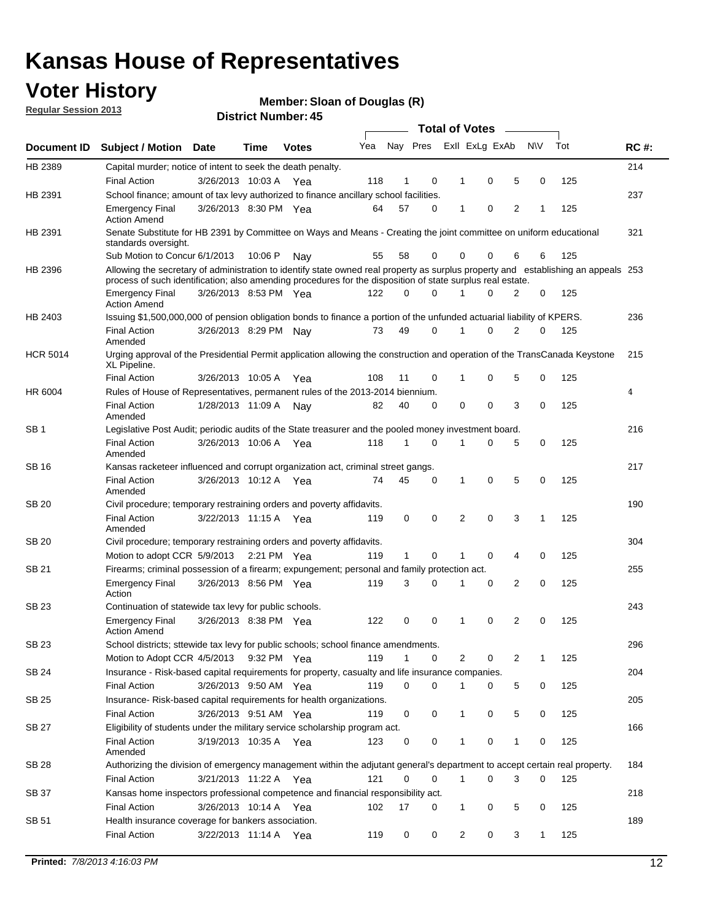# Kansas House of Representatives

## Voter History

**Regular Session 2013**

**Member: Sloan of Douglas (R)**

**District Number: 45**

| Document ID | Subject / Motion | Date | Time | Votes | Yea | Nay | Pres | ExII | ExLg | ExAb | N\V | Tot | RC #: |
|---|---|---|---|---|---|---|---|---|---|---|---|---|---|
| HB 2389 | Capital murder; notice of intent to seek the death penalty. | | | | | | | | | | | | 214 |
| | Final Action | 3/26/2013 | 10:03 A | Yea | 118 | 1 | 0 | 1 | 0 | 5 | 0 | 125 | |
| HB 2391 | School finance; amount of tax levy authorized to finance ancillary school facilities. | | | | | | | | | | | | 237 |
| | Emergency Final Action Amend | 3/26/2013 | 8:30 PM | Yea | 64 | 57 | 0 | 1 | 0 | 2 | 1 | 125 | |
| HB 2391 | Senate Substitute for HB 2391 by Committee on Ways and Means - Creating the joint committee on uniform educational standards oversight. | | | | | | | | | | | | 321 |
| | Sub Motion to Concur | 6/1/2013 | 10:06 P | Nay | 55 | 58 | 0 | 0 | 0 | 6 | 6 | 125 | |
| HB 2396 | Allowing the secretary of administration to identify state owned real property as surplus property and establishing an appeals process of such identification; also amending procedures for the disposition of state surplus real estate. | | | | | | | | | | | | 253 |
| | Emergency Final Action Amend | 3/26/2013 | 8:53 PM | Yea | 122 | 0 | 0 | 1 | 0 | 2 | 0 | 125 | |
| HB 2403 | Issuing $1,500,000,000 of pension obligation bonds to finance a portion of the unfunded actuarial liability of KPERS. | | | | | | | | | | | | 236 |
| | Final Action Amended | 3/26/2013 | 8:29 PM | Nay | 73 | 49 | 0 | 1 | 0 | 2 | 0 | 125 | |
| HCR 5014 | Urging approval of the Presidential Permit application allowing the construction and operation of the TransCanada Keystone XL Pipeline. | | | | | | | | | | | | 215 |
| | Final Action | 3/26/2013 | 10:05 A | Yea | 108 | 11 | 0 | 1 | 0 | 5 | 0 | 125 | |
| HR 6004 | Rules of House of Representatives, permanent rules of the 2013-2014 biennium. | | | | | | | | | | | | 4 |
| | Final Action Amended | 1/28/2013 | 11:09 A | Nay | 82 | 40 | 0 | 0 | 0 | 3 | 0 | 125 | |
| SB 1 | Legislative Post Audit; periodic audits of the State treasurer and the pooled money investment board. | | | | | | | | | | | | 216 |
| | Final Action Amended | 3/26/2013 | 10:06 A | Yea | 118 | 1 | 0 | 1 | 0 | 5 | 0 | 125 | |
| SB 16 | Kansas racketeer influenced and corrupt organization act, criminal street gangs. | | | | | | | | | | | | 217 |
| | Final Action Amended | 3/26/2013 | 10:12 A | Yea | 74 | 45 | 0 | 1 | 0 | 5 | 0 | 125 | |
| SB 20 | Civil procedure; temporary restraining orders and poverty affidavits. | | | | | | | | | | | | 190 |
| | Final Action Amended | 3/22/2013 | 11:15 A | Yea | 119 | 0 | 0 | 2 | 0 | 3 | 1 | 125 | |
| SB 20 | Civil procedure; temporary restraining orders and poverty affidavits. | | | | | | | | | | | | 304 |
| | Motion to adopt CCR | 5/9/2013 | 2:21 PM | Yea | 119 | 1 | 0 | 1 | 0 | 4 | 0 | 125 | |
| SB 21 | Firearms; criminal possession of a firearm; expungement; personal and family protection act. | | | | | | | | | | | | 255 |
| | Emergency Final Action | 3/26/2013 | 8:56 PM | Yea | 119 | 3 | 0 | 1 | 0 | 2 | 0 | 125 | |
| SB 23 | Continuation of statewide tax levy for public schools. | | | | | | | | | | | | 243 |
| | Emergency Final Action Amend | 3/26/2013 | 8:38 PM | Yea | 122 | 0 | 0 | 1 | 0 | 2 | 0 | 125 | |
| SB 23 | School districts; sttewide tax levy for public schools; school finance amendments. | | | | | | | | | | | | 296 |
| | Motion to Adopt CCR | 4/5/2013 | 9:32 PM | Yea | 119 | 1 | 0 | 2 | 0 | 2 | 1 | 125 | |
| SB 24 | Insurance - Risk-based capital requirements for property, casualty and life insurance companies. | | | | | | | | | | | | 204 |
| | Final Action | 3/26/2013 | 9:50 AM | Yea | 119 | 0 | 0 | 1 | 0 | 5 | 0 | 125 | |
| SB 25 | Insurance- Risk-based capital requirements for health organizations. | | | | | | | | | | | | 205 |
| | Final Action | 3/26/2013 | 9:51 AM | Yea | 119 | 0 | 0 | 1 | 0 | 5 | 0 | 125 | |
| SB 27 | Eligibility of students under the military service scholarship program act. | | | | | | | | | | | | 166 |
| | Final Action Amended | 3/19/2013 | 10:35 A | Yea | 123 | 0 | 0 | 1 | 0 | 1 | 0 | 125 | |
| SB 28 | Authorizing the division of emergency management within the adjutant general's department to accept certain real property. | | | | | | | | | | | | 184 |
| | Final Action | 3/21/2013 | 11:22 A | Yea | 121 | 0 | 0 | 1 | 0 | 3 | 0 | 125 | |
| SB 37 | Kansas home inspectors professional competence and financial responsibility act. | | | | | | | | | | | | 218 |
| | Final Action | 3/26/2013 | 10:14 A | Yea | 102 | 17 | 0 | 1 | 0 | 5 | 0 | 125 | |
| SB 51 | Health insurance coverage for bankers association. | | | | | | | | | | | | 189 |
| | Final Action | 3/22/2013 | 11:14 A | Yea | 119 | 0 | 0 | 2 | 0 | 3 | 1 | 125 | |

**Printed:** *7/8/2013 4:16:03 PM*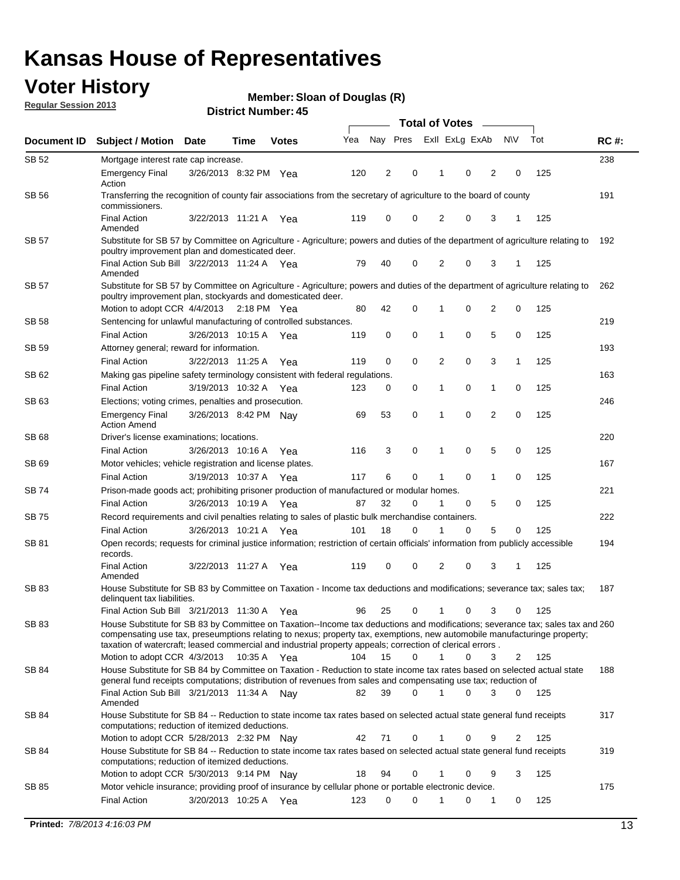# Kansas House of Representatives

## Voter History

**Regular Session 2013**

**Member: Sloan of Douglas (R)**

**District Number: 45**

| Document ID | Subject / Motion | Date | Time | Votes | Yea | Nay | Pres | ExII | ExLg | ExAb | N\V | Tot | RC #: |
|---|---|---|---|---|---|---|---|---|---|---|---|---|---|
| SB 52 | Mortgage interest rate cap increase. | | | | | | | | | | | | 238 |
| | Emergency Final Action | 3/26/2013 | 8:32 PM | Yea | 120 | 2 | 0 | 1 | 0 | 2 | 0 | 125 | |
| SB 56 | Transferring the recognition of county fair associations from the secretary of agriculture to the board of county commissioners. | | | | | | | | | | | | 191 |
| | Final Action Amended | 3/22/2013 | 11:21 A | Yea | 119 | 0 | 0 | 2 | 0 | 3 | 1 | 125 | |
| SB 57 | Substitute for SB 57 by Committee on Agriculture - Agriculture; powers and duties of the department of agriculture relating to poultry improvement plan and domesticated deer. | | | | | | | | | | | | 192 |
| | Final Action Sub Bill Amended | 3/22/2013 | 11:24 A | Yea | 79 | 40 | 0 | 2 | 0 | 3 | 1 | 125 | |
| SB 57 | Substitute for SB 57 by Committee on Agriculture - Agriculture; powers and duties of the department of agriculture relating to poultry improvement plan, stockyards and domesticated deer. | | | | | | | | | | | | 262 |
| | Motion to adopt CCR | 4/4/2013 | 2:18 PM | Yea | 80 | 42 | 0 | 1 | 0 | 2 | 0 | 125 | |
| SB 58 | Sentencing for unlawful manufacturing of controlled substances. | | | | | | | | | | | | 219 |
| | Final Action | 3/26/2013 | 10:15 A | Yea | 119 | 0 | 0 | 1 | 0 | 5 | 0 | 125 | |
| SB 59 | Attorney general; reward for information. | | | | | | | | | | | | 193 |
| | Final Action | 3/22/2013 | 11:25 A | Yea | 119 | 0 | 0 | 2 | 0 | 3 | 1 | 125 | |
| SB 62 | Making gas pipeline safety terminology consistent with federal regulations. | | | | | | | | | | | | 163 |
| | Final Action | 3/19/2013 | 10:32 A | Yea | 123 | 0 | 0 | 1 | 0 | 1 | 0 | 125 | |
| SB 63 | Elections; voting crimes, penalties and prosecution. | | | | | | | | | | | | 246 |
| | Emergency Final Action Amend | 3/26/2013 | 8:42 PM | Nay | 69 | 53 | 0 | 1 | 0 | 2 | 0 | 125 | |
| SB 68 | Driver's license examinations; locations. | | | | | | | | | | | | 220 |
| | Final Action | 3/26/2013 | 10:16 A | Yea | 116 | 3 | 0 | 1 | 0 | 5 | 0 | 125 | |
| SB 69 | Motor vehicles; vehicle registration and license plates. | | | | | | | | | | | | 167 |
| | Final Action | 3/19/2013 | 10:37 A | Yea | 117 | 6 | 0 | 1 | 0 | 1 | 0 | 125 | |
| SB 74 | Prison-made goods act; prohibiting prisoner production of manufactured or modular homes. | | | | | | | | | | | | 221 |
| | Final Action | 3/26/2013 | 10:19 A | Yea | 87 | 32 | 0 | 1 | 0 | 5 | 0 | 125 | |
| SB 75 | Record requirements and civil penalties relating to sales of plastic bulk merchandise containers. | | | | | | | | | | | | 222 |
| | Final Action | 3/26/2013 | 10:21 A | Yea | 101 | 18 | 0 | 1 | 0 | 5 | 0 | 125 | |
| SB 81 | Open records; requests for criminal justice information; restriction of certain officials' information from publicly accessible records. | | | | | | | | | | | | 194 |
| | Final Action Amended | 3/22/2013 | 11:27 A | Yea | 119 | 0 | 0 | 2 | 0 | 3 | 1 | 125 | |
| SB 83 | House Substitute for SB 83 by Committee on Taxation - Income tax deductions and modifications; severance tax; sales tax; delinquent tax liabilities. | | | | | | | | | | | | 187 |
| | Final Action Sub Bill | 3/21/2013 | 11:30 A | Yea | 96 | 25 | 0 | 1 | 0 | 3 | 0 | 125 | |
| SB 83 | House Substitute for SB 83 by Committee on Taxation--Income tax deductions and modifications; severance tax; sales tax and compensating use tax, preseumptions relating to nexus; property tax, exemptions, new automobile manufacturinge property; taxation of watercraft; leased commercial and industrial property appeals; correction of clerical errors . | | | | | | | | | | | | 260 |
| | Motion to adopt CCR | 4/3/2013 | 10:35 A | Yea | 104 | 15 | 0 | 1 | 0 | 3 | 2 | 125 | |
| SB 84 | House Substitute for SB 84 by Committee on Taxation - Reduction to state income tax rates based on selected actual state general fund receipts computations; distribution of revenues from sales and compensating use tax; reduction of | | | | | | | | | | | | 188 |
| | Final Action Sub Bill Amended | 3/21/2013 | 11:34 A | Nay | 82 | 39 | 0 | 1 | 0 | 3 | 0 | 125 | |
| SB 84 | House Substitute for SB 84 -- Reduction to state income tax rates based on selected actual state general fund receipts computations; reduction of itemized deductions. | | | | | | | | | | | | 317 |
| | Motion to adopt CCR | 5/28/2013 | 2:32 PM | Nay | 42 | 71 | 0 | 1 | 0 | 9 | 2 | 125 | |
| SB 84 | House Substitute for SB 84 -- Reduction to state income tax rates based on selected actual state general fund receipts computations; reduction of itemized deductions. | | | | | | | | | | | | 319 |
| | Motion to adopt CCR | 5/30/2013 | 9:14 PM | Nay | 18 | 94 | 0 | 1 | 0 | 9 | 3 | 125 | |
| SB 85 | Motor vehicle insurance; providing proof of insurance by cellular phone or portable electronic device. | | | | | | | | | | | | 175 |
| | Final Action | 3/20/2013 | 10:25 A | Yea | 123 | 0 | 0 | 1 | 0 | 1 | 0 | 125 | |

**Printed:** 7/8/2013 4:16:03 PM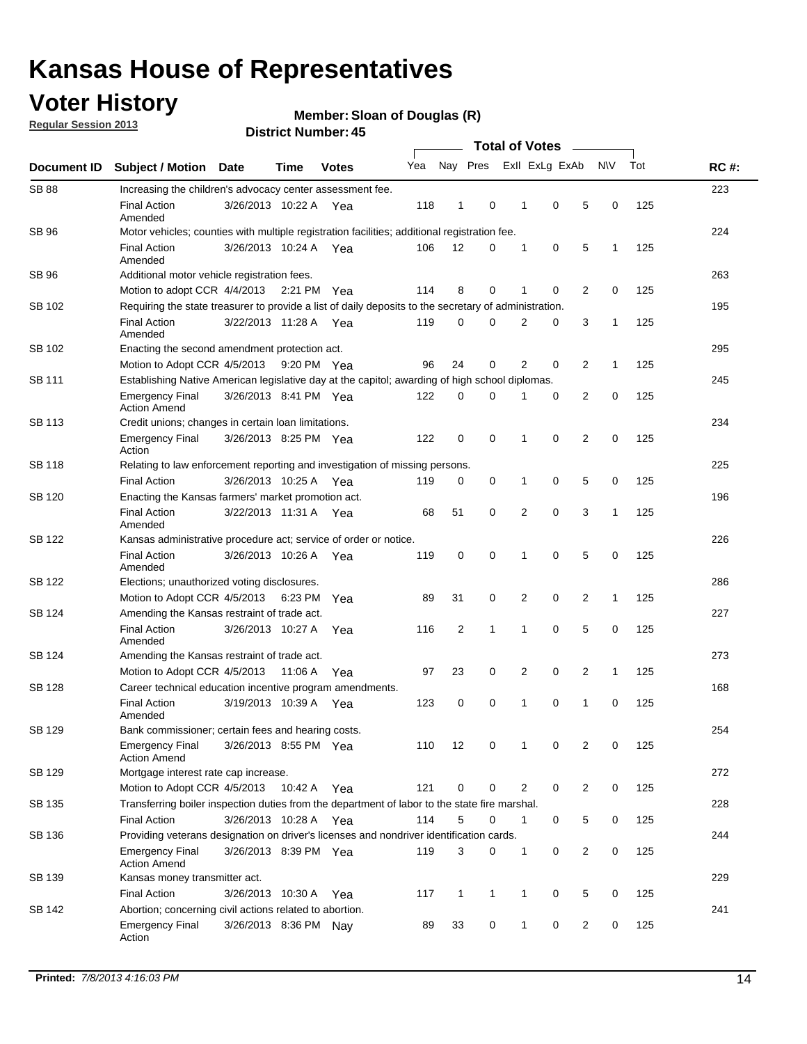# Kansas House of Representatives

## Voter History

**Regular Session 2013**

**Member: Sloan of Douglas (R)**

**District Number: 45**

| Document ID | Subject / Motion | Date | Time | Votes | Yea | Nay | Pres | ExII | ExLg | ExAb | N\V | Tot | RC #: |
|---|---|---|---|---|---|---|---|---|---|---|---|---|---|
| SB 88 | Increasing the children's advocacy center assessment fee. | | | | | | | | | | | | 223 |
| | Final Action Amended | 3/26/2013 | 10:22 A | Yea | 118 | 1 | 0 | 1 | 0 | 5 | 0 | 125 | |
| SB 96 | Motor vehicles; counties with multiple registration facilities; additional registration fee. | | | | | | | | | | | | 224 |
| | Final Action Amended | 3/26/2013 | 10:24 A | Yea | 106 | 12 | 0 | 1 | 0 | 5 | 1 | 125 | |
| SB 96 | Additional motor vehicle registration fees. | | | | | | | | | | | | 263 |
| | Motion to adopt CCR | 4/4/2013 | 2:21 PM | Yea | 114 | 8 | 0 | 1 | 0 | 2 | 0 | 125 | |
| SB 102 | Requiring the state treasurer to provide a list of daily deposits to the secretary of administration. | | | | | | | | | | | | 195 |
| | Final Action Amended | 3/22/2013 | 11:28 A | Yea | 119 | 0 | 0 | 2 | 0 | 3 | 1 | 125 | |
| SB 102 | Enacting the second amendment protection act. | | | | | | | | | | | | 295 |
| | Motion to Adopt CCR | 4/5/2013 | 9:20 PM | Yea | 96 | 24 | 0 | 2 | 0 | 2 | 1 | 125 | |
| SB 111 | Establishing Native American legislative day at the capitol; awarding of high school diplomas. | | | | | | | | | | | | 245 |
| | Emergency Final Action Amend | 3/26/2013 | 8:41 PM | Yea | 122 | 0 | 0 | 1 | 0 | 2 | 0 | 125 | |
| SB 113 | Credit unions; changes in certain loan limitations. | | | | | | | | | | | | 234 |
| | Emergency Final Action | 3/26/2013 | 8:25 PM | Yea | 122 | 0 | 0 | 1 | 0 | 2 | 0 | 125 | |
| SB 118 | Relating to law enforcement reporting and investigation of missing persons. | | | | | | | | | | | | 225 |
| | Final Action | 3/26/2013 | 10:25 A | Yea | 119 | 0 | 0 | 1 | 0 | 5 | 0 | 125 | |
| SB 120 | Enacting the Kansas farmers' market promotion act. | | | | | | | | | | | | 196 |
| | Final Action Amended | 3/22/2013 | 11:31 A | Yea | 68 | 51 | 0 | 2 | 0 | 3 | 1 | 125 | |
| SB 122 | Kansas administrative procedure act; service of order or notice. | | | | | | | | | | | | 226 |
| | Final Action Amended | 3/26/2013 | 10:26 A | Yea | 119 | 0 | 0 | 1 | 0 | 5 | 0 | 125 | |
| SB 122 | Elections; unauthorized voting disclosures. | | | | | | | | | | | | 286 |
| | Motion to Adopt CCR | 4/5/2013 | 6:23 PM | Yea | 89 | 31 | 0 | 2 | 0 | 2 | 1 | 125 | |
| SB 124 | Amending the Kansas restraint of trade act. | | | | | | | | | | | | 227 |
| | Final Action Amended | 3/26/2013 | 10:27 A | Yea | 116 | 2 | 1 | 1 | 0 | 5 | 0 | 125 | |
| SB 124 | Amending the Kansas restraint of trade act. | | | | | | | | | | | | 273 |
| | Motion to Adopt CCR | 4/5/2013 | 11:06 A | Yea | 97 | 23 | 0 | 2 | 0 | 2 | 1 | 125 | |
| SB 128 | Career technical education incentive program amendments. | | | | | | | | | | | | 168 |
| | Final Action Amended | 3/19/2013 | 10:39 A | Yea | 123 | 0 | 0 | 1 | 0 | 1 | 0 | 125 | |
| SB 129 | Bank commissioner; certain fees and hearing costs. | | | | | | | | | | | | 254 |
| | Emergency Final Action Amend | 3/26/2013 | 8:55 PM | Yea | 110 | 12 | 0 | 1 | 0 | 2 | 0 | 125 | |
| SB 129 | Mortgage interest rate cap increase. | | | | | | | | | | | | 272 |
| | Motion to Adopt CCR | 4/5/2013 | 10:42 A | Yea | 121 | 0 | 0 | 2 | 0 | 2 | 0 | 125 | |
| SB 135 | Transferring boiler inspection duties from the department of labor to the state fire marshal. | | | | | | | | | | | | 228 |
| | Final Action | 3/26/2013 | 10:28 A | Yea | 114 | 5 | 0 | 1 | 0 | 5 | 0 | 125 | |
| SB 136 | Providing veterans designation on driver's licenses and nondriver identification cards. | | | | | | | | | | | | 244 |
| | Emergency Final Action Amend | 3/26/2013 | 8:39 PM | Yea | 119 | 3 | 0 | 1 | 0 | 2 | 0 | 125 | |
| SB 139 | Kansas money transmitter act. | | | | | | | | | | | | 229 |
| | Final Action | 3/26/2013 | 10:30 A | Yea | 117 | 1 | 1 | 1 | 0 | 5 | 0 | 125 | |
| SB 142 | Abortion; concerning civil actions related to abortion. | | | | | | | | | | | | 241 |
| | Emergency Final Action | 3/26/2013 | 8:36 PM | Nay | 89 | 33 | 0 | 1 | 0 | 2 | 0 | 125 | |

**Printed:** *7/8/2013 4:16:03 PM*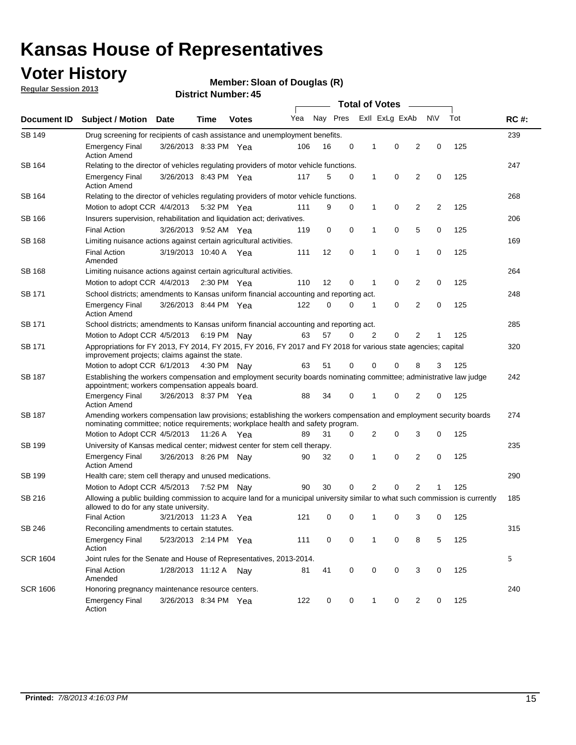# Kansas House of Representatives

## Voter History

**Regular Session 2013**

**Member: Sloan of Douglas (R)**

**District Number: 45**

| Document ID | Subject / Motion | Date | Time | Votes | Yea | Nay | Pres | ExII | ExLg | ExAb | N\V | Tot | RC #: |
|---|---|---|---|---|---|---|---|---|---|---|---|---|---|
| SB 149 | Drug screening for recipients of cash assistance and unemployment benefits. | | | | | | | | | | | | 239 |
| | Emergency Final Action Amend | 3/26/2013 | 8:33 PM | Yea | 106 | 16 | 0 | 1 | 0 | 2 | 0 | 125 | |
| SB 164 | Relating to the director of vehicles regulating providers of motor vehicle functions. | | | | | | | | | | | | 247 |
| | Emergency Final Action Amend | 3/26/2013 | 8:43 PM | Yea | 117 | 5 | 0 | 1 | 0 | 2 | 0 | 125 | |
| SB 164 | Relating to the director of vehicles regulating providers of motor vehicle functions. | | | | | | | | | | | | 268 |
| | Motion to adopt CCR | 4/4/2013 | 5:32 PM | Yea | 111 | 9 | 0 | 1 | 0 | 2 | 2 | 125 | |
| SB 166 | Insurers supervision, rehabilitation and liquidation act; derivatives. | | | | | | | | | | | | 206 |
| | Final Action | 3/26/2013 | 9:52 AM | Yea | 119 | 0 | 0 | 1 | 0 | 5 | 0 | 125 | |
| SB 168 | Limiting nuisance actions against certain agricultural activities. | | | | | | | | | | | | 169 |
| | Final Action Amended | 3/19/2013 | 10:40 A | Yea | 111 | 12 | 0 | 1 | 0 | 1 | 0 | 125 | |
| SB 168 | Limiting nuisance actions against certain agricultural activities. | | | | | | | | | | | | 264 |
| | Motion to adopt CCR | 4/4/2013 | 2:30 PM | Yea | 110 | 12 | 0 | 1 | 0 | 2 | 0 | 125 | |
| SB 171 | School districts; amendments to Kansas uniform financial accounting and reporting act. | | | | | | | | | | | | 248 |
| | Emergency Final Action Amend | 3/26/2013 | 8:44 PM | Yea | 122 | 0 | 0 | 1 | 0 | 2 | 0 | 125 | |
| SB 171 | School districts; amendments to Kansas uniform financial accounting and reporting act. | | | | | | | | | | | | 285 |
| | Motion to Adopt CCR | 4/5/2013 | 6:19 PM | Nay | 63 | 57 | 0 | 2 | 0 | 2 | 1 | 125 | |
| SB 171 | Appropriations for FY 2013, FY 2014, FY 2015, FY 2016, FY 2017 and FY 2018 for various state agencies; capital improvement projects; claims against the state. | | | | | | | | | | | | 320 |
| | Motion to adopt CCR | 6/1/2013 | 4:30 PM | Nay | 63 | 51 | 0 | 0 | 0 | 8 | 3 | 125 | |
| SB 187 | Establishing the workers compensation and employment security boards nominating committee; administrative law judge appointment; workers compensation appeals board. | | | | | | | | | | | | 242 |
| | Emergency Final Action Amend | 3/26/2013 | 8:37 PM | Yea | 88 | 34 | 0 | 1 | 0 | 2 | 0 | 125 | |
| SB 187 | Amending workers compensation law provisions; establishing the workers compensation and employment security boards nominating committee; notice requirements; workplace health and safety program. | | | | | | | | | | | | 274 |
| | Motion to Adopt CCR | 4/5/2013 | 11:26 A | Yea | 89 | 31 | 0 | 2 | 0 | 3 | 0 | 125 | |
| SB 199 | University of Kansas medical center; midwest center for stem cell therapy. | | | | | | | | | | | | 235 |
| | Emergency Final Action Amend | 3/26/2013 | 8:26 PM | Nay | 90 | 32 | 0 | 1 | 0 | 2 | 0 | 125 | |
| SB 199 | Health care; stem cell therapy and unused medications. | | | | | | | | | | | | 290 |
| | Motion to Adopt CCR | 4/5/2013 | 7:52 PM | Nay | 90 | 30 | 0 | 2 | 0 | 2 | 1 | 125 | |
| SB 216 | Allowing a public building commission to acquire land for a municipal university similar to what such commission is currently allowed to do for any state university. | | | | | | | | | | | | 185 |
| | Final Action | 3/21/2013 | 11:23 A | Yea | 121 | 0 | 0 | 1 | 0 | 3 | 0 | 125 | |
| SB 246 | Reconciling amendments to certain statutes. | | | | | | | | | | | | 315 |
| | Emergency Final Action | 5/23/2013 | 2:14 PM | Yea | 111 | 0 | 0 | 1 | 0 | 8 | 5 | 125 | |
| SCR 1604 | Joint rules for the Senate and House of Representatives, 2013-2014. | | | | | | | | | | | | 5 |
| | Final Action Amended | 1/28/2013 | 11:12 A | Nay | 81 | 41 | 0 | 0 | 0 | 3 | 0 | 125 | |
| SCR 1606 | Honoring pregnancy maintenance resource centers. | | | | | | | | | | | | 240 |
| | Emergency Final Action | 3/26/2013 | 8:34 PM | Yea | 122 | 0 | 0 | 1 | 0 | 2 | 0 | 125 | |

**Printed:** *7/8/2013 4:16:03 PM*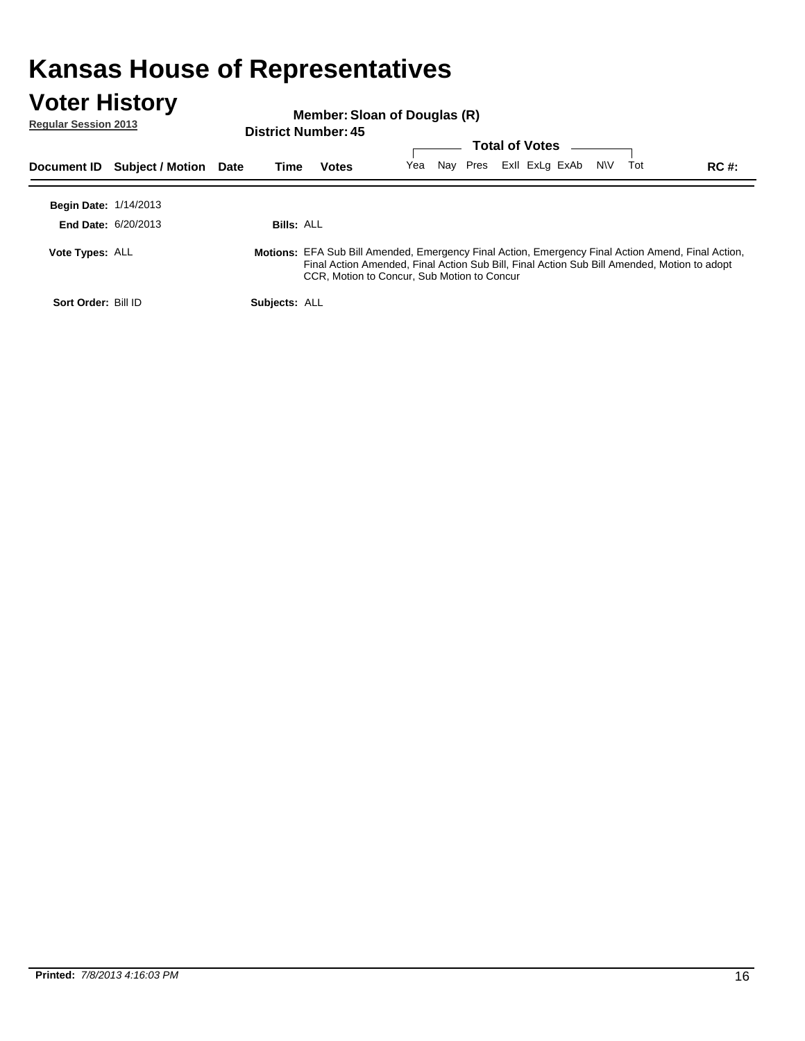# Kansas House of Representatives

## Voter History

**Regular Session 2013**

**Member:** Sloan of Douglas (R)

**District Number:** 45

| Document ID | Subject / Motion | Date | Time | Votes | Yea | Nay | Pres | ExlI | ExLg | ExAb | N\V | Tot | RC #: |
|---|---|---|---|---|---|---|---|---|---|---|---|---|---|

(Yea through Tot columns are grouped under "Total of Votes".)

**Begin Date:** 1/14/2013

**End Date:** 6/20/2013

**Bills:** ALL

**Vote Types:** ALL

**Motions:** EFA Sub Bill Amended, Emergency Final Action, Emergency Final Action Amend, Final Action, Final Action Amended, Final Action Sub Bill, Final Action Sub Bill Amended, Motion to adopt CCR, Motion to Concur, Sub Motion to Concur

**Sort Order:** Bill ID

**Subjects:** ALL

**Printed:** *7/8/2013 4:16:03 PM*